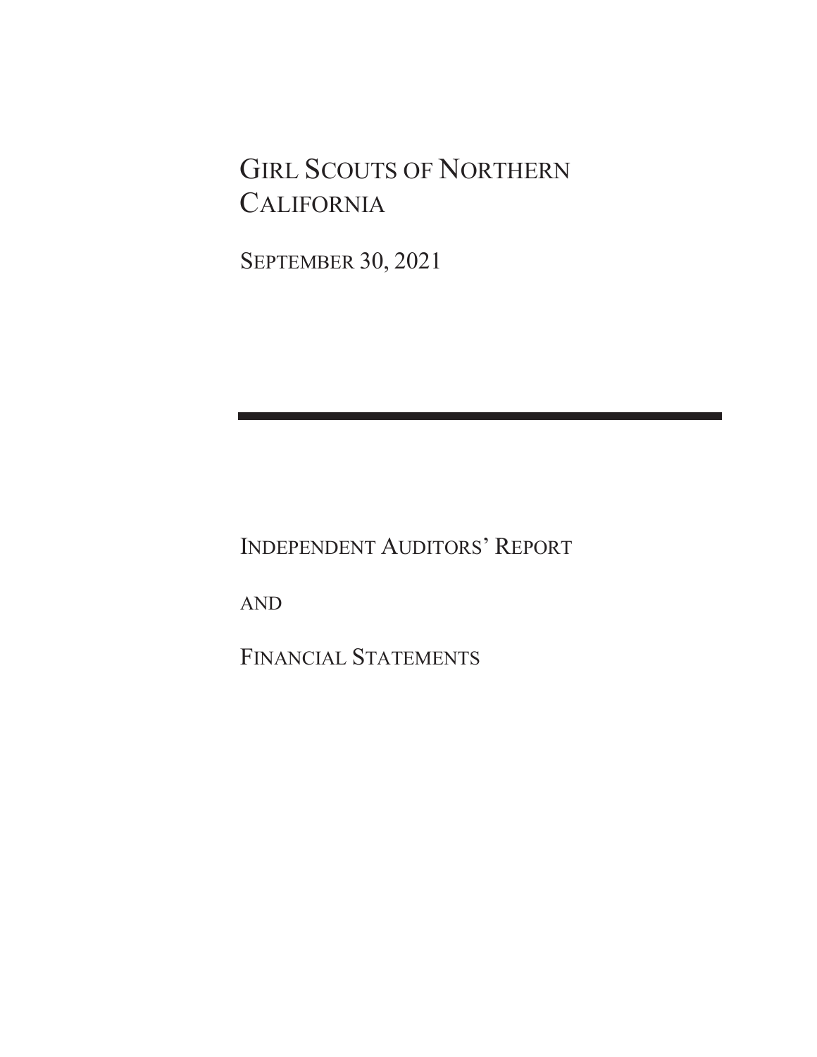# Girl Scouts of Northern California

September 30, 2021

---

Independent Auditors' Report

and

Financial Statements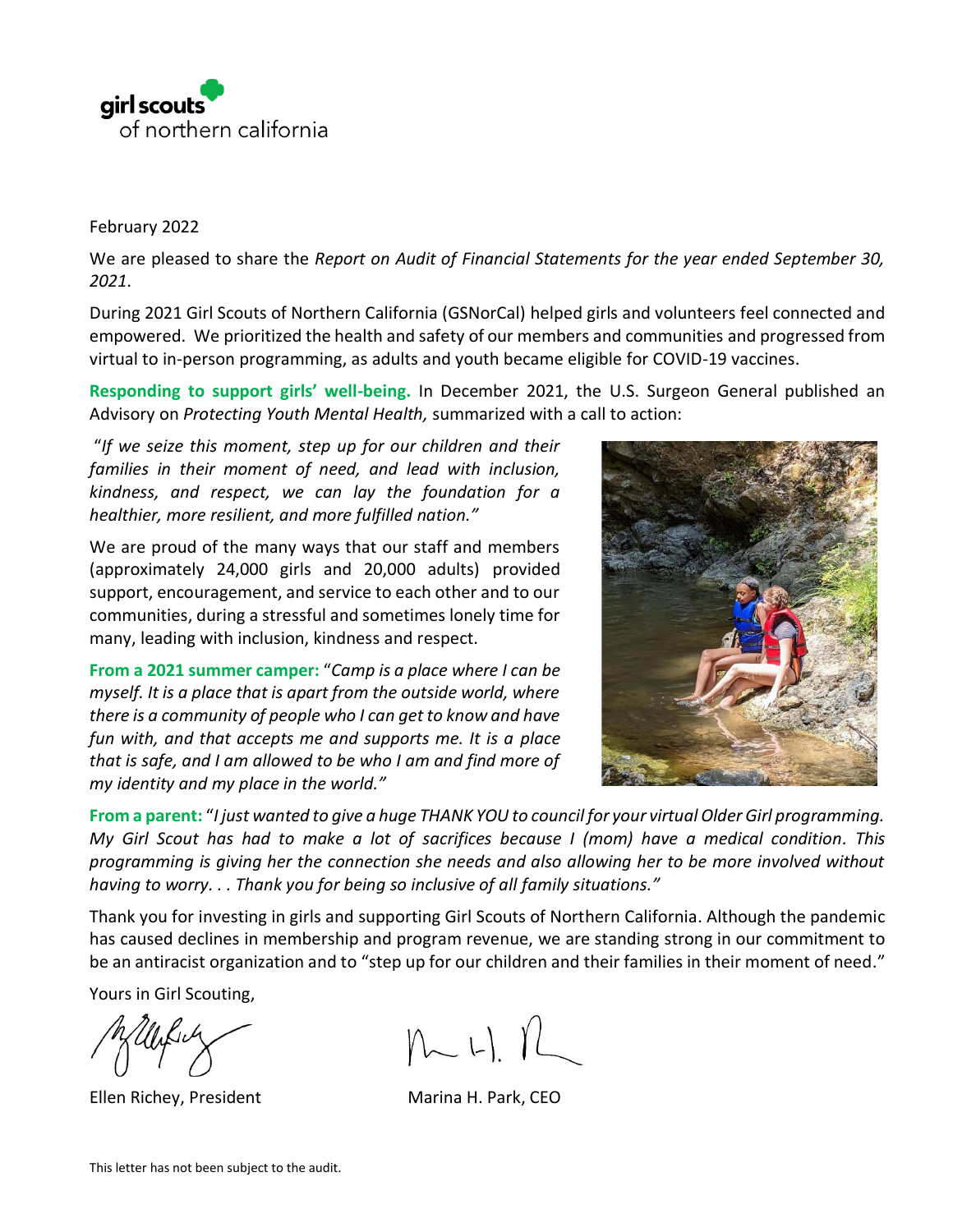girl scouts
of northern california

February 2022

We are pleased to share the *Report on Audit of Financial Statements for the year ended September 30, 2021*.

During 2021 Girl Scouts of Northern California (GSNorCal) helped girls and volunteers feel connected and empowered. We prioritized the health and safety of our members and communities and progressed from virtual to in-person programming, as adults and youth became eligible for COVID-19 vaccines.

**Responding to support girls' well-being.** In December 2021, the U.S. Surgeon General published an Advisory on *Protecting Youth Mental Health,* summarized with a call to action:

"*If we seize this moment, step up for our children and their families in their moment of need, and lead with inclusion, kindness, and respect, we can lay the foundation for a healthier, more resilient, and more fulfilled nation.*"

We are proud of the many ways that our staff and members (approximately 24,000 girls and 20,000 adults) provided support, encouragement, and service to each other and to our communities, during a stressful and sometimes lonely time for many, leading with inclusion, kindness and respect.

**From a 2021 summer camper:** "*Camp is a place where I can be myself. It is a place that is apart from the outside world, where there is a community of people who I can get to know and have fun with, and that accepts me and supports me. It is a place that is safe, and I am allowed to be who I am and find more of my identity and my place in the world.*"

**From a parent:** "*I just wanted to give a huge THANK YOU to council for your virtual Older Girl programming. My Girl Scout has had to make a lot of sacrifices because I (mom) have a medical condition. This programming is giving her the connection she needs and also allowing her to be more involved without having to worry. . . Thank you for being so inclusive of all family situations.*"

Thank you for investing in girls and supporting Girl Scouts of Northern California. Although the pandemic has caused declines in membership and program revenue, we are standing strong in our commitment to be an antiracist organization and to "step up for our children and their families in their moment of need."

Yours in Girl Scouting,

Ellen Richey, President

Marina H. Park, CEO

This letter has not been subject to the audit.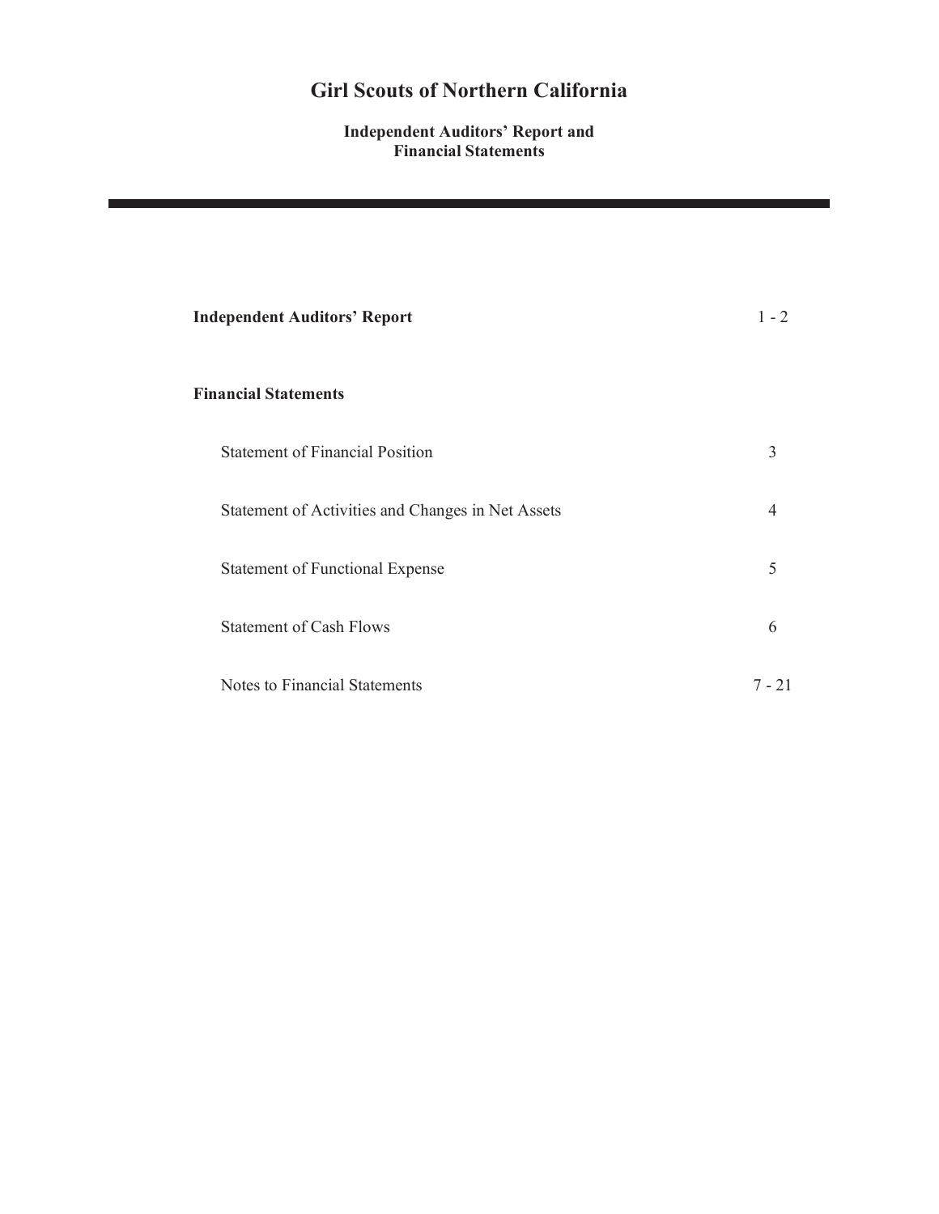# Girl Scouts of Northern California

**Independent Auditors' Report and**
**Financial Statements**

---

| | |
|---|---|
| **Independent Auditors' Report** | 1 - 2 |
| **Financial Statements** | |
| Statement of Financial Position | 3 |
| Statement of Activities and Changes in Net Assets | 4 |
| Statement of Functional Expense | 5 |
| Statement of Cash Flows | 6 |
| Notes to Financial Statements | 7 - 21 |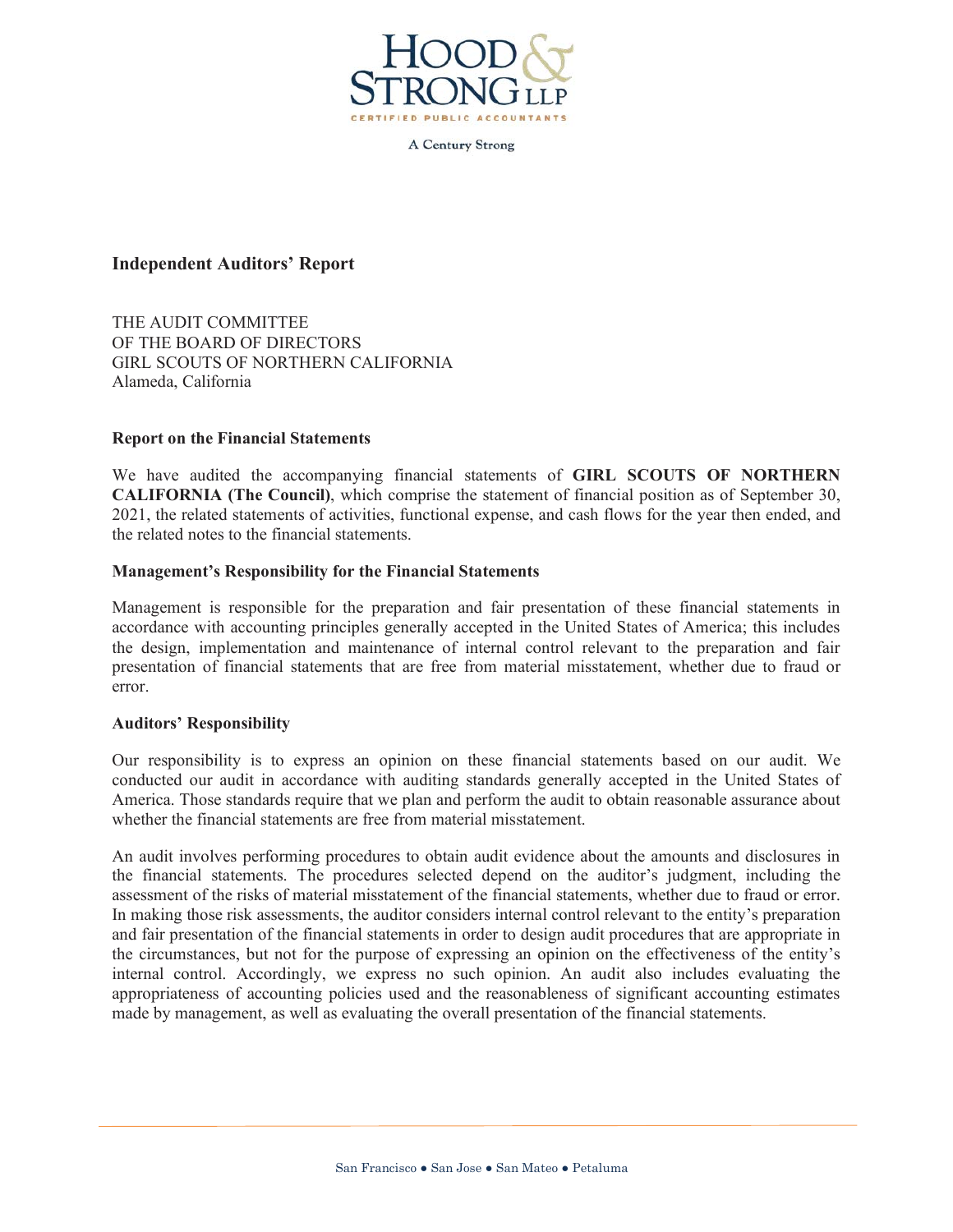# Independent Auditors' Report

THE AUDIT COMMITTEE
OF THE BOARD OF DIRECTORS
GIRL SCOUTS OF NORTHERN CALIFORNIA
Alameda, California

## Report on the Financial Statements

We have audited the accompanying financial statements of **GIRL SCOUTS OF NORTHERN CALIFORNIA (The Council)**, which comprise the statement of financial position as of September 30, 2021, the related statements of activities, functional expense, and cash flows for the year then ended, and the related notes to the financial statements.

## Management's Responsibility for the Financial Statements

Management is responsible for the preparation and fair presentation of these financial statements in accordance with accounting principles generally accepted in the United States of America; this includes the design, implementation and maintenance of internal control relevant to the preparation and fair presentation of financial statements that are free from material misstatement, whether due to fraud or error.

## Auditors' Responsibility

Our responsibility is to express an opinion on these financial statements based on our audit. We conducted our audit in accordance with auditing standards generally accepted in the United States of America. Those standards require that we plan and perform the audit to obtain reasonable assurance about whether the financial statements are free from material misstatement.

An audit involves performing procedures to obtain audit evidence about the amounts and disclosures in the financial statements. The procedures selected depend on the auditor's judgment, including the assessment of the risks of material misstatement of the financial statements, whether due to fraud or error. In making those risk assessments, the auditor considers internal control relevant to the entity's preparation and fair presentation of the financial statements in order to design audit procedures that are appropriate in the circumstances, but not for the purpose of expressing an opinion on the effectiveness of the entity's internal control. Accordingly, we express no such opinion. An audit also includes evaluating the appropriateness of accounting policies used and the reasonableness of significant accounting estimates made by management, as well as evaluating the overall presentation of the financial statements.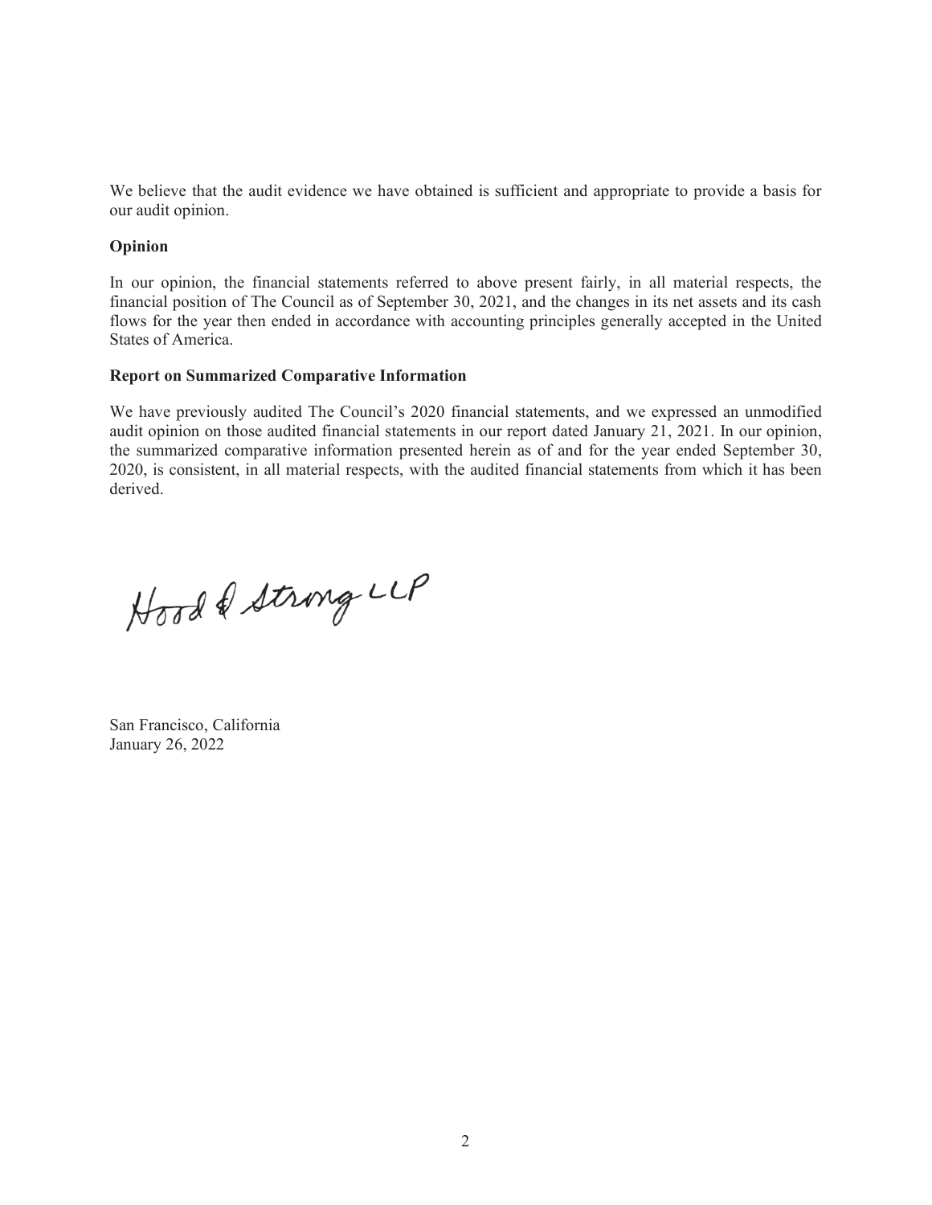We believe that the audit evidence we have obtained is sufficient and appropriate to provide a basis for our audit opinion.

**Opinion**

In our opinion, the financial statements referred to above present fairly, in all material respects, the financial position of The Council as of September 30, 2021, and the changes in its net assets and its cash flows for the year then ended in accordance with accounting principles generally accepted in the United States of America.

**Report on Summarized Comparative Information**

We have previously audited The Council's 2020 financial statements, and we expressed an unmodified audit opinion on those audited financial statements in our report dated January 21, 2021. In our opinion, the summarized comparative information presented herein as of and for the year ended September 30, 2020, is consistent, in all material respects, with the audited financial statements from which it has been derived.

Hood & Strong LLP

San Francisco, California
January 26, 2022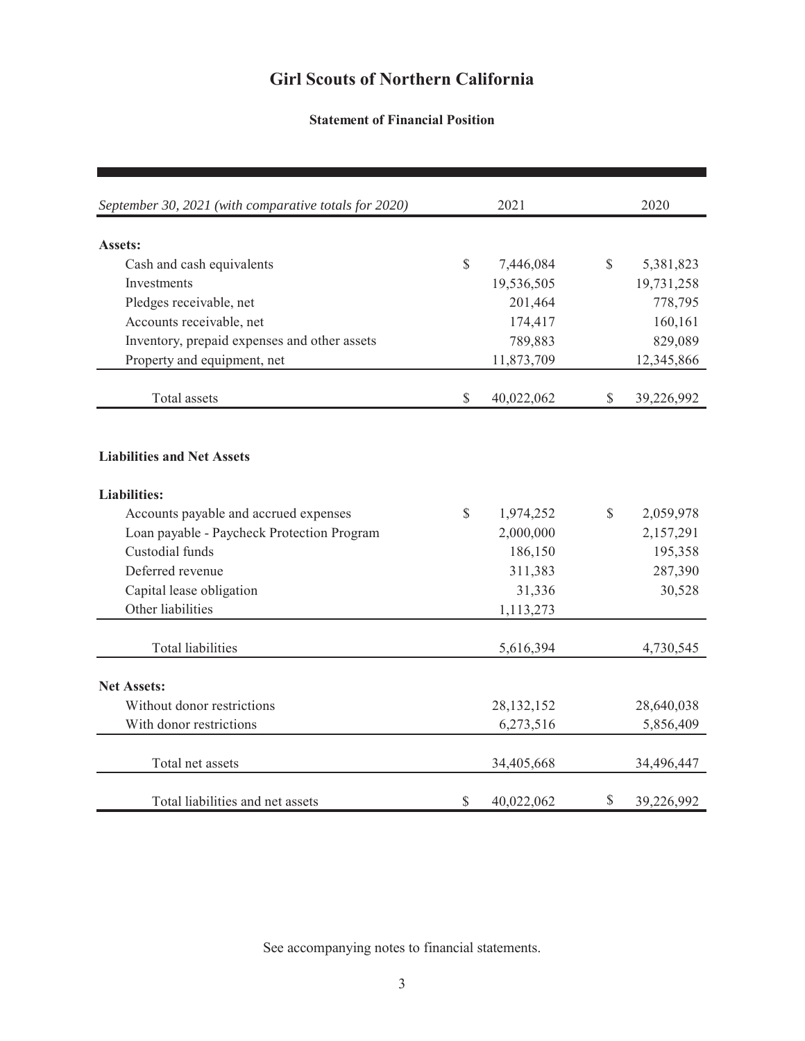# Girl Scouts of Northern California

## Statement of Financial Position

| *September 30, 2021 (with comparative totals for 2020)* | 2021 | 2020 |
|---|---|---|
| **Assets:** | | |
| Cash and cash equivalents | $ 7,446,084 | $ 5,381,823 |
| Investments | 19,536,505 | 19,731,258 |
| Pledges receivable, net | 201,464 | 778,795 |
| Accounts receivable, net | 174,417 | 160,161 |
| Inventory, prepaid expenses and other assets | 789,883 | 829,089 |
| Property and equipment, net | 11,873,709 | 12,345,866 |
| Total assets | $ 40,022,062 | $ 39,226,992 |
| **Liabilities and Net Assets** | | |
| **Liabilities:** | | |
| Accounts payable and accrued expenses | $ 1,974,252 | $ 2,059,978 |
| Loan payable - Paycheck Protection Program | 2,000,000 | 2,157,291 |
| Custodial funds | 186,150 | 195,358 |
| Deferred revenue | 311,383 | 287,390 |
| Capital lease obligation | 31,336 | 30,528 |
| Other liabilities | 1,113,273 | |
| Total liabilities | 5,616,394 | 4,730,545 |
| **Net Assets:** | | |
| Without donor restrictions | 28,132,152 | 28,640,038 |
| With donor restrictions | 6,273,516 | 5,856,409 |
| Total net assets | 34,405,668 | 34,496,447 |
| Total liabilities and net assets | $ 40,022,062 | $ 39,226,992 |

See accompanying notes to financial statements.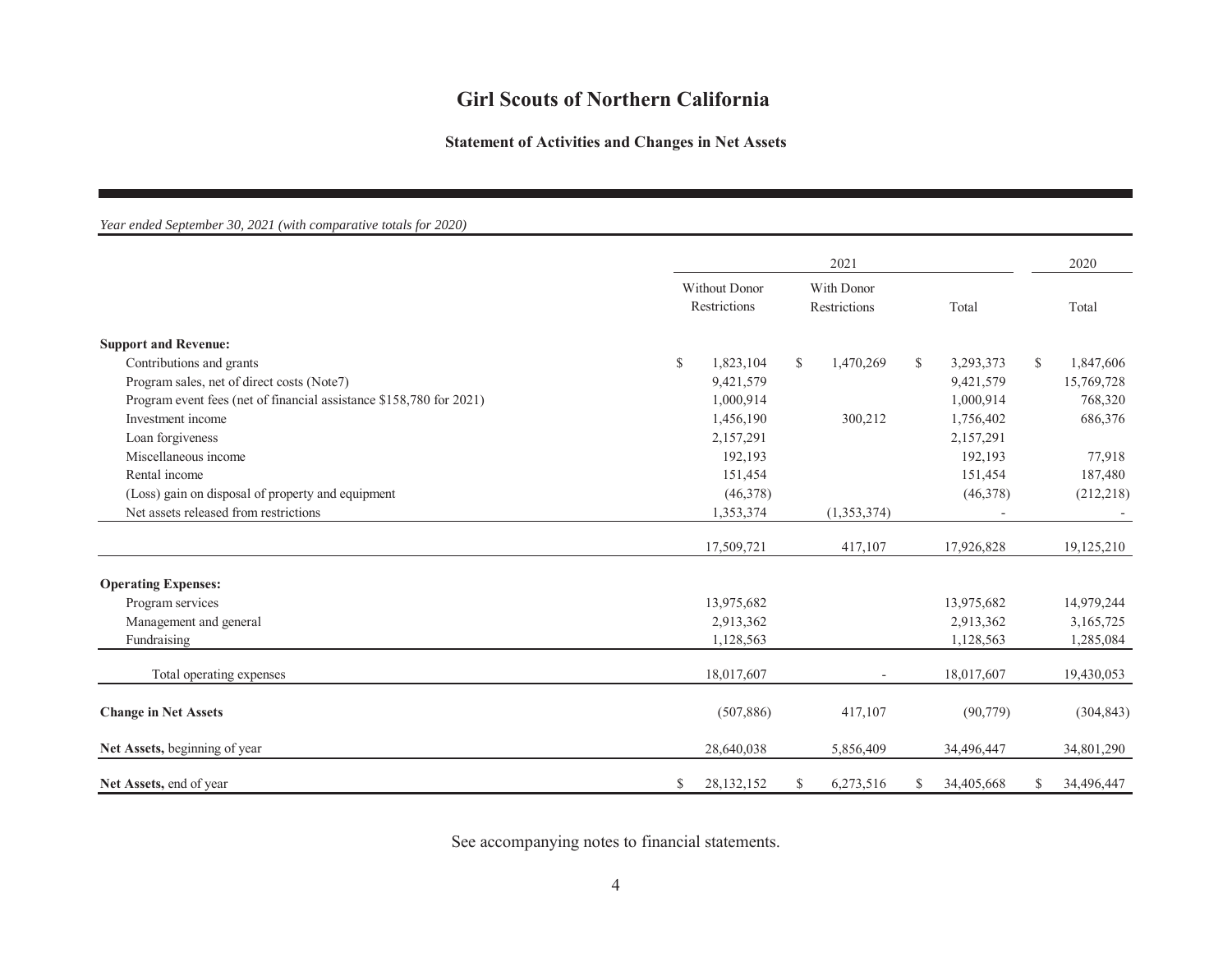# Girl Scouts of Northern California

## Statement of Activities and Changes in Net Assets

*Year ended September 30, 2021 (with comparative totals for 2020)*

| | 2021 | | | 2020 |
|---|---|---|---|---|
| | Without Donor Restrictions | With Donor Restrictions | Total | Total |
| **Support and Revenue:** | | | | |
| Contributions and grants | $ 1,823,104 | $ 1,470,269 | $ 3,293,373 | $ 1,847,606 |
| Program sales, net of direct costs (Note7) | 9,421,579 | | 9,421,579 | 15,769,728 |
| Program event fees (net of financial assistance $158,780 for 2021) | 1,000,914 | | 1,000,914 | 768,320 |
| Investment income | 1,456,190 | 300,212 | 1,756,402 | 686,376 |
| Loan forgiveness | 2,157,291 | | 2,157,291 | |
| Miscellaneous income | 192,193 | | 192,193 | 77,918 |
| Rental income | 151,454 | | 151,454 | 187,480 |
| (Loss) gain on disposal of property and equipment | (46,378) | | (46,378) | (212,218) |
| Net assets released from restrictions | 1,353,374 | (1,353,374) | - | - |
| | 17,509,721 | 417,107 | 17,926,828 | 19,125,210 |
| **Operating Expenses:** | | | | |
| Program services | 13,975,682 | | 13,975,682 | 14,979,244 |
| Management and general | 2,913,362 | | 2,913,362 | 3,165,725 |
| Fundraising | 1,128,563 | | 1,128,563 | 1,285,084 |
| Total operating expenses | 18,017,607 | - | 18,017,607 | 19,430,053 |
| **Change in Net Assets** | (507,886) | 417,107 | (90,779) | (304,843) |
| **Net Assets,** beginning of year | 28,640,038 | 5,856,409 | 34,496,447 | 34,801,290 |
| **Net Assets,** end of year | $ 28,132,152 | $ 6,273,516 | $ 34,405,668 | $ 34,496,447 |

See accompanying notes to financial statements.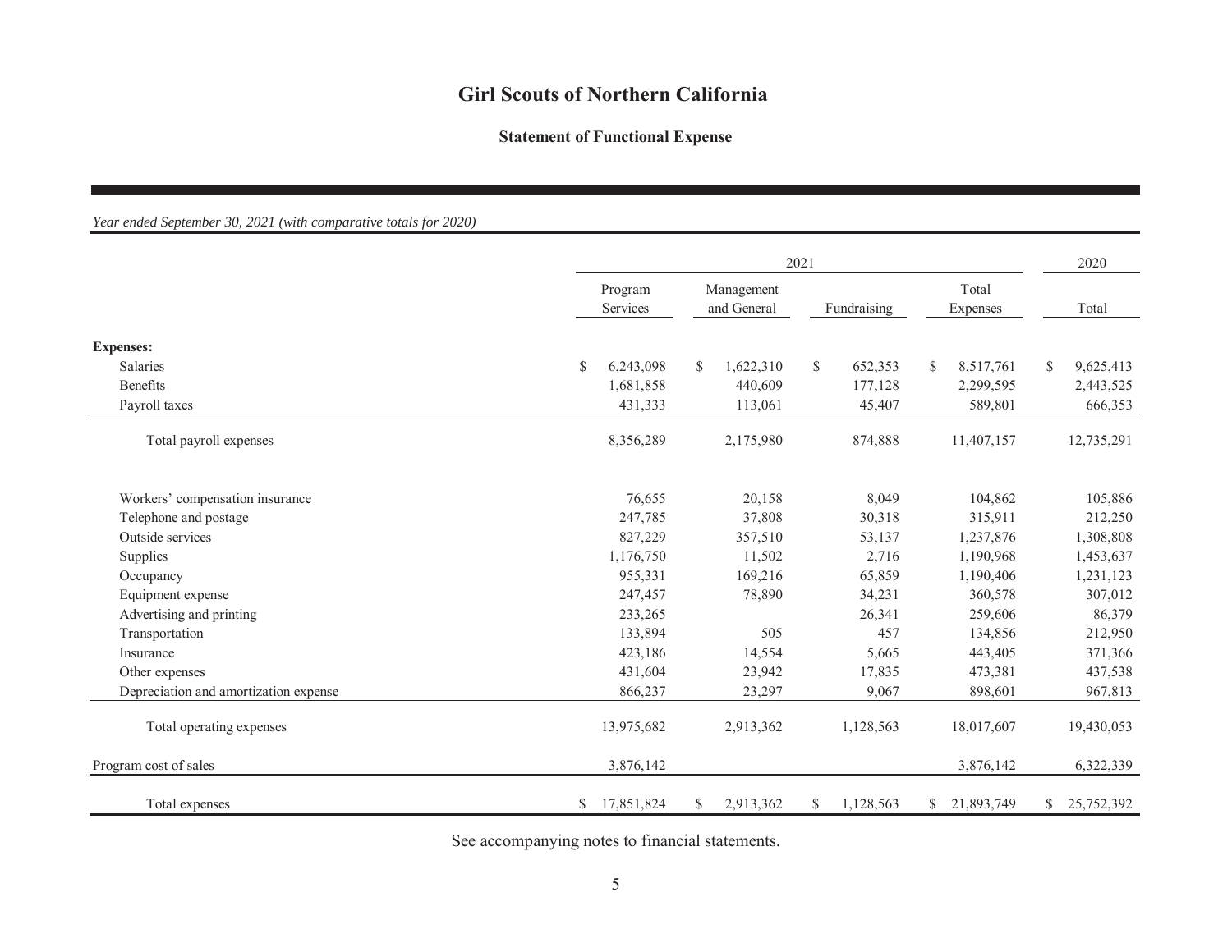# Girl Scouts of Northern California

## Statement of Functional Expense

*Year ended September 30, 2021 (with comparative totals for 2020)*

| | 2021 | | | | 2020 |
|---|---|---|---|---|---|
| | Program Services | Management and General | Fundraising | Total Expenses | Total |
| **Expenses:** | | | | | |
| Salaries | $ 6,243,098 | $ 1,622,310 | $ 652,353 | $ 8,517,761 | $ 9,625,413 |
| Benefits | 1,681,858 | 440,609 | 177,128 | 2,299,595 | 2,443,525 |
| Payroll taxes | 431,333 | 113,061 | 45,407 | 589,801 | 666,353 |
| Total payroll expenses | 8,356,289 | 2,175,980 | 874,888 | 11,407,157 | 12,735,291 |
| Workers' compensation insurance | 76,655 | 20,158 | 8,049 | 104,862 | 105,886 |
| Telephone and postage | 247,785 | 37,808 | 30,318 | 315,911 | 212,250 |
| Outside services | 827,229 | 357,510 | 53,137 | 1,237,876 | 1,308,808 |
| Supplies | 1,176,750 | 11,502 | 2,716 | 1,190,968 | 1,453,637 |
| Occupancy | 955,331 | 169,216 | 65,859 | 1,190,406 | 1,231,123 |
| Equipment expense | 247,457 | 78,890 | 34,231 | 360,578 | 307,012 |
| Advertising and printing | 233,265 | | 26,341 | 259,606 | 86,379 |
| Transportation | 133,894 | 505 | 457 | 134,856 | 212,950 |
| Insurance | 423,186 | 14,554 | 5,665 | 443,405 | 371,366 |
| Other expenses | 431,604 | 23,942 | 17,835 | 473,381 | 437,538 |
| Depreciation and amortization expense | 866,237 | 23,297 | 9,067 | 898,601 | 967,813 |
| Total operating expenses | 13,975,682 | 2,913,362 | 1,128,563 | 18,017,607 | 19,430,053 |
| Program cost of sales | 3,876,142 | | | 3,876,142 | 6,322,339 |
| Total expenses | $ 17,851,824 | $ 2,913,362 | $ 1,128,563 | $ 21,893,749 | $ 25,752,392 |

See accompanying notes to financial statements.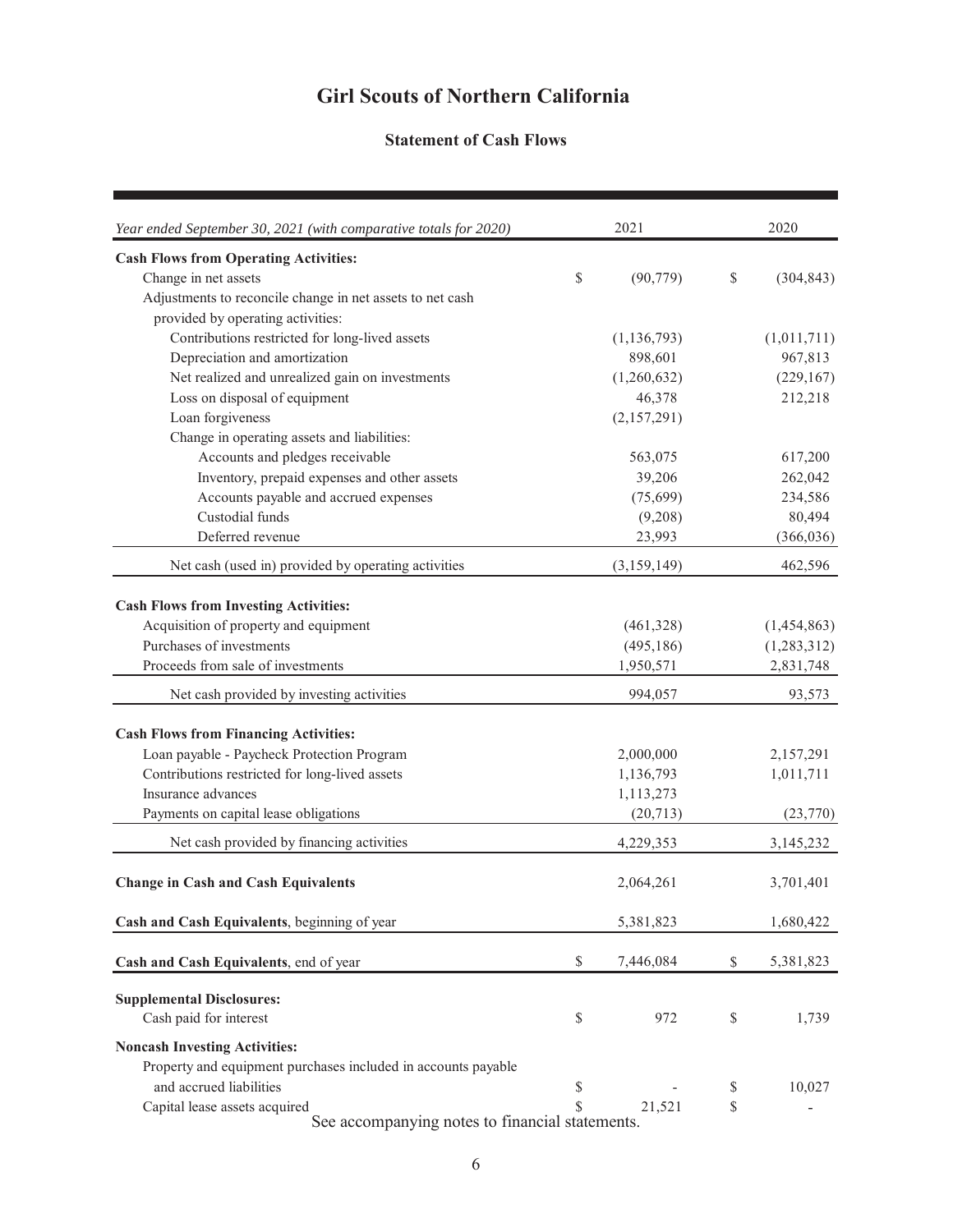# Girl Scouts of Northern California

## Statement of Cash Flows

| *Year ended September 30, 2021 (with comparative totals for 2020)* | 2021 | 2020 |
|---|---|---|
| **Cash Flows from Operating Activities:** | | |
| Change in net assets | $ (90,779) | $ (304,843) |
| Adjustments to reconcile change in net assets to net cash provided by operating activities: | | |
| Contributions restricted for long-lived assets | (1,136,793) | (1,011,711) |
| Depreciation and amortization | 898,601 | 967,813 |
| Net realized and unrealized gain on investments | (1,260,632) | (229,167) |
| Loss on disposal of equipment | 46,378 | 212,218 |
| Loan forgiveness | (2,157,291) | |
| Change in operating assets and liabilities: | | |
| Accounts and pledges receivable | 563,075 | 617,200 |
| Inventory, prepaid expenses and other assets | 39,206 | 262,042 |
| Accounts payable and accrued expenses | (75,699) | 234,586 |
| Custodial funds | (9,208) | 80,494 |
| Deferred revenue | 23,993 | (366,036) |
| Net cash (used in) provided by operating activities | (3,159,149) | 462,596 |
| **Cash Flows from Investing Activities:** | | |
| Acquisition of property and equipment | (461,328) | (1,454,863) |
| Purchases of investments | (495,186) | (1,283,312) |
| Proceeds from sale of investments | 1,950,571 | 2,831,748 |
| Net cash provided by investing activities | 994,057 | 93,573 |
| **Cash Flows from Financing Activities:** | | |
| Loan payable - Paycheck Protection Program | 2,000,000 | 2,157,291 |
| Contributions restricted for long-lived assets | 1,136,793 | 1,011,711 |
| Insurance advances | 1,113,273 | |
| Payments on capital lease obligations | (20,713) | (23,770) |
| Net cash provided by financing activities | 4,229,353 | 3,145,232 |
| **Change in Cash and Cash Equivalents** | 2,064,261 | 3,701,401 |
| **Cash and Cash Equivalents**, beginning of year | 5,381,823 | 1,680,422 |
| **Cash and Cash Equivalents**, end of year | $ 7,446,084 | $ 5,381,823 |
| **Supplemental Disclosures:** | | |
| Cash paid for interest | $ 972 | $ 1,739 |
| **Noncash Investing Activities:** | | |
| Property and equipment purchases included in accounts payable and accrued liabilities | $ - | $ 10,027 |
| Capital lease assets acquired | $ 21,521 | $ - |

See accompanying notes to financial statements.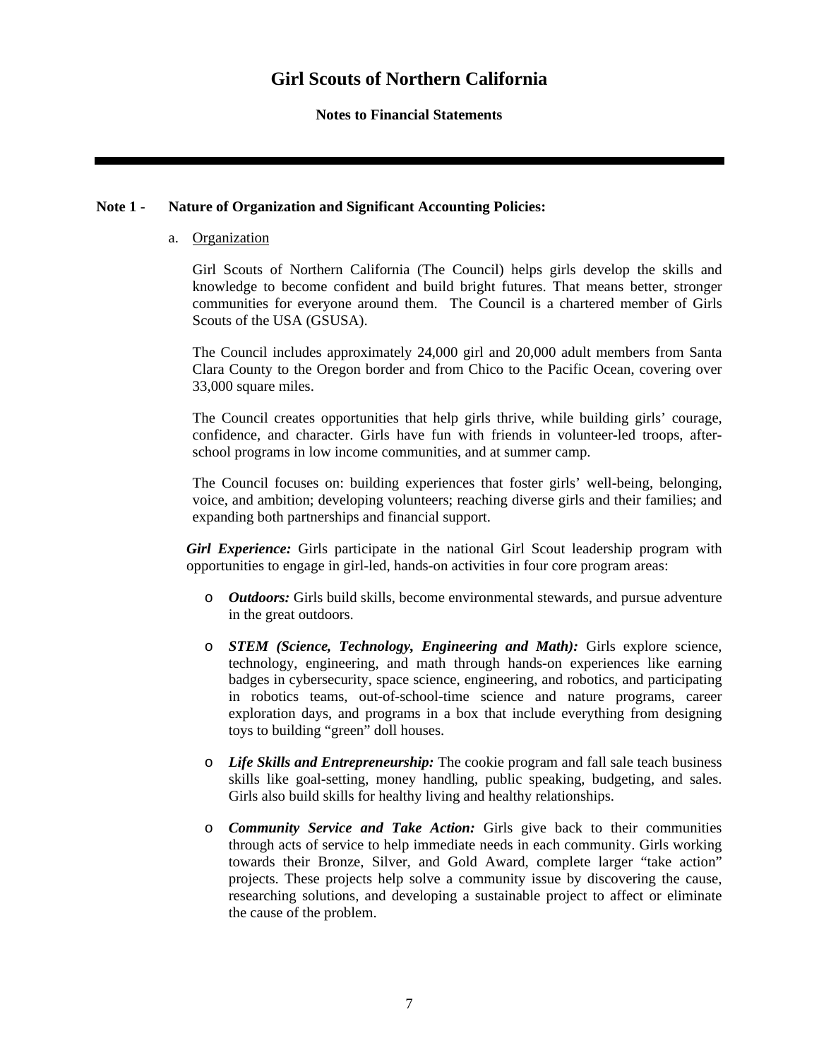# Girl Scouts of Northern California

**Notes to Financial Statements**

## Note 1 - Nature of Organization and Significant Accounting Policies:

a. Organization

Girl Scouts of Northern California (The Council) helps girls develop the skills and knowledge to become confident and build bright futures. That means better, stronger communities for everyone around them. The Council is a chartered member of Girls Scouts of the USA (GSUSA).

The Council includes approximately 24,000 girl and 20,000 adult members from Santa Clara County to the Oregon border and from Chico to the Pacific Ocean, covering over 33,000 square miles.

The Council creates opportunities that help girls thrive, while building girls' courage, confidence, and character. Girls have fun with friends in volunteer-led troops, after-school programs in low income communities, and at summer camp.

The Council focuses on: building experiences that foster girls' well-being, belonging, voice, and ambition; developing volunteers; reaching diverse girls and their families; and expanding both partnerships and financial support.

***Girl Experience:*** Girls participate in the national Girl Scout leadership program with opportunities to engage in girl-led, hands-on activities in four core program areas:

- ***Outdoors:*** Girls build skills, become environmental stewards, and pursue adventure in the great outdoors.
- ***STEM (Science, Technology, Engineering and Math):*** Girls explore science, technology, engineering, and math through hands-on experiences like earning badges in cybersecurity, space science, engineering, and robotics, and participating in robotics teams, out-of-school-time science and nature programs, career exploration days, and programs in a box that include everything from designing toys to building "green" doll houses.
- ***Life Skills and Entrepreneurship:*** The cookie program and fall sale teach business skills like goal-setting, money handling, public speaking, budgeting, and sales. Girls also build skills for healthy living and healthy relationships.
- ***Community Service and Take Action:*** Girls give back to their communities through acts of service to help immediate needs in each community. Girls working towards their Bronze, Silver, and Gold Award, complete larger "take action" projects. These projects help solve a community issue by discovering the cause, researching solutions, and developing a sustainable project to affect or eliminate the cause of the problem.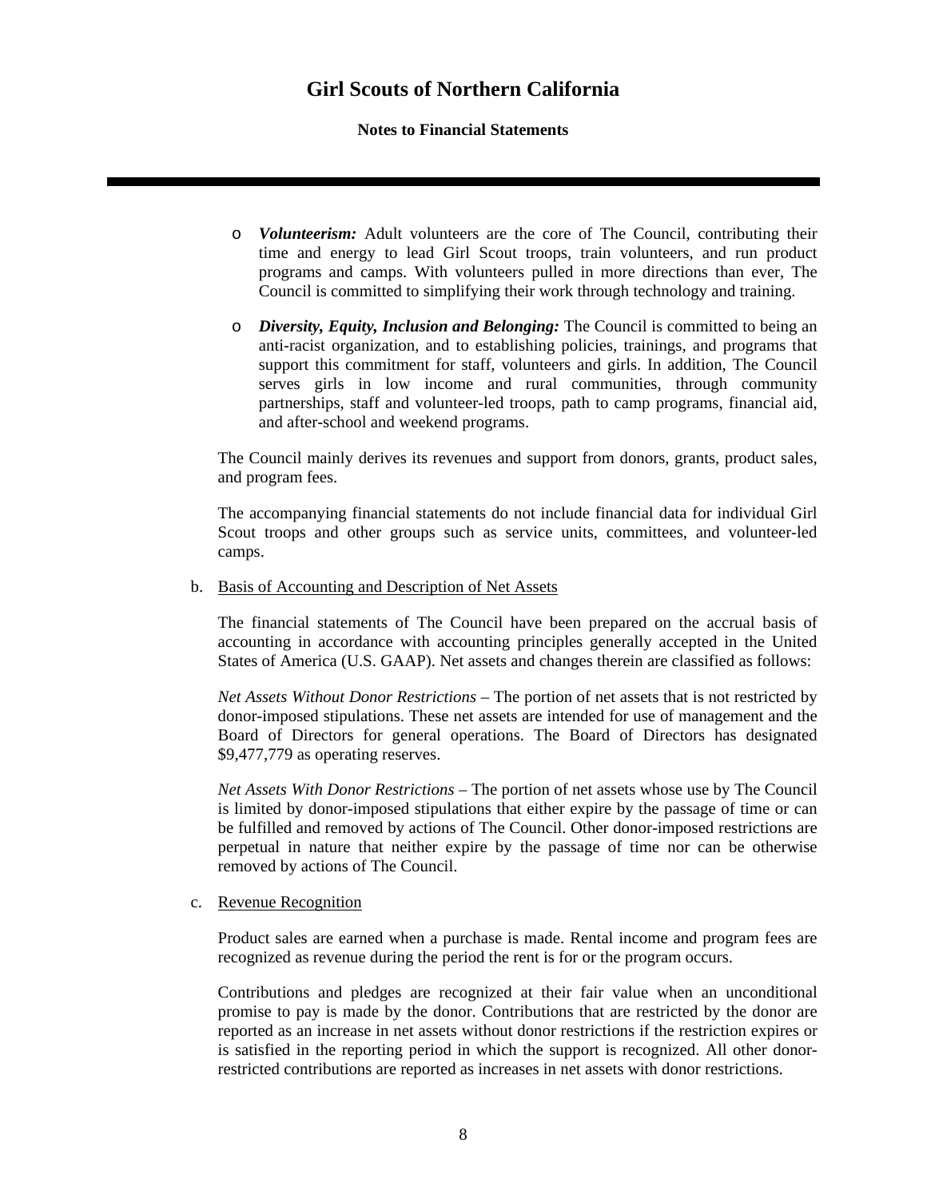- ***Volunteerism:*** Adult volunteers are the core of The Council, contributing their time and energy to lead Girl Scout troops, train volunteers, and run product programs and camps. With volunteers pulled in more directions than ever, The Council is committed to simplifying their work through technology and training.

- ***Diversity, Equity, Inclusion and Belonging:*** The Council is committed to being an anti-racist organization, and to establishing policies, trainings, and programs that support this commitment for staff, volunteers and girls. In addition, The Council serves girls in low income and rural communities, through community partnerships, staff and volunteer-led troops, path to camp programs, financial aid, and after-school and weekend programs.

The Council mainly derives its revenues and support from donors, grants, product sales, and program fees.

The accompanying financial statements do not include financial data for individual Girl Scout troops and other groups such as service units, committees, and volunteer-led camps.

b. Basis of Accounting and Description of Net Assets

The financial statements of The Council have been prepared on the accrual basis of accounting in accordance with accounting principles generally accepted in the United States of America (U.S. GAAP). Net assets and changes therein are classified as follows:

*Net Assets Without Donor Restrictions* – The portion of net assets that is not restricted by donor-imposed stipulations. These net assets are intended for use of management and the Board of Directors for general operations. The Board of Directors has designated $9,477,779 as operating reserves.

*Net Assets With Donor Restrictions* – The portion of net assets whose use by The Council is limited by donor-imposed stipulations that either expire by the passage of time or can be fulfilled and removed by actions of The Council. Other donor-imposed restrictions are perpetual in nature that neither expire by the passage of time nor can be otherwise removed by actions of The Council.

c. Revenue Recognition

Product sales are earned when a purchase is made. Rental income and program fees are recognized as revenue during the period the rent is for or the program occurs.

Contributions and pledges are recognized at their fair value when an unconditional promise to pay is made by the donor. Contributions that are restricted by the donor are reported as an increase in net assets without donor restrictions if the restriction expires or is satisfied in the reporting period in which the support is recognized. All other donor-restricted contributions are reported as increases in net assets with donor restrictions.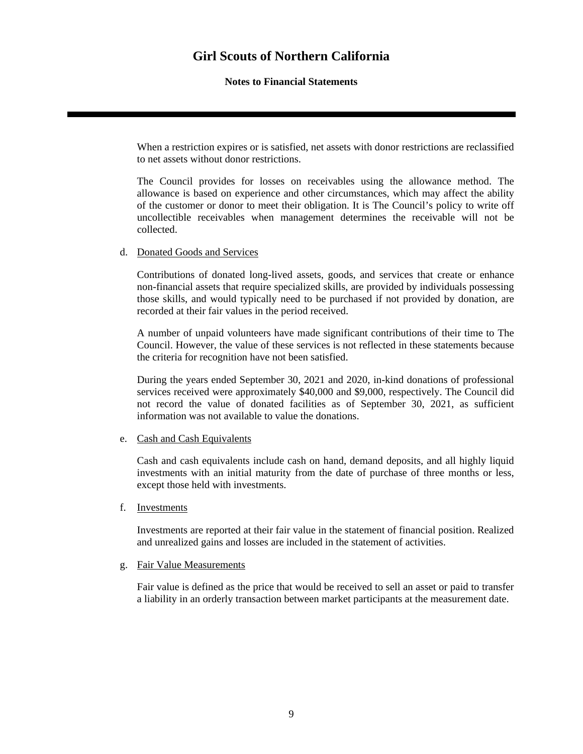When a restriction expires or is satisfied, net assets with donor restrictions are reclassified to net assets without donor restrictions.

The Council provides for losses on receivables using the allowance method. The allowance is based on experience and other circumstances, which may affect the ability of the customer or donor to meet their obligation. It is The Council's policy to write off uncollectible receivables when management determines the receivable will not be collected.

d. Donated Goods and Services

Contributions of donated long-lived assets, goods, and services that create or enhance non-financial assets that require specialized skills, are provided by individuals possessing those skills, and would typically need to be purchased if not provided by donation, are recorded at their fair values in the period received.

A number of unpaid volunteers have made significant contributions of their time to The Council. However, the value of these services is not reflected in these statements because the criteria for recognition have not been satisfied.

During the years ended September 30, 2021 and 2020, in-kind donations of professional services received were approximately $40,000 and $9,000, respectively. The Council did not record the value of donated facilities as of September 30, 2021, as sufficient information was not available to value the donations.

e. Cash and Cash Equivalents

Cash and cash equivalents include cash on hand, demand deposits, and all highly liquid investments with an initial maturity from the date of purchase of three months or less, except those held with investments.

f. Investments

Investments are reported at their fair value in the statement of financial position. Realized and unrealized gains and losses are included in the statement of activities.

g. Fair Value Measurements

Fair value is defined as the price that would be received to sell an asset or paid to transfer a liability in an orderly transaction between market participants at the measurement date.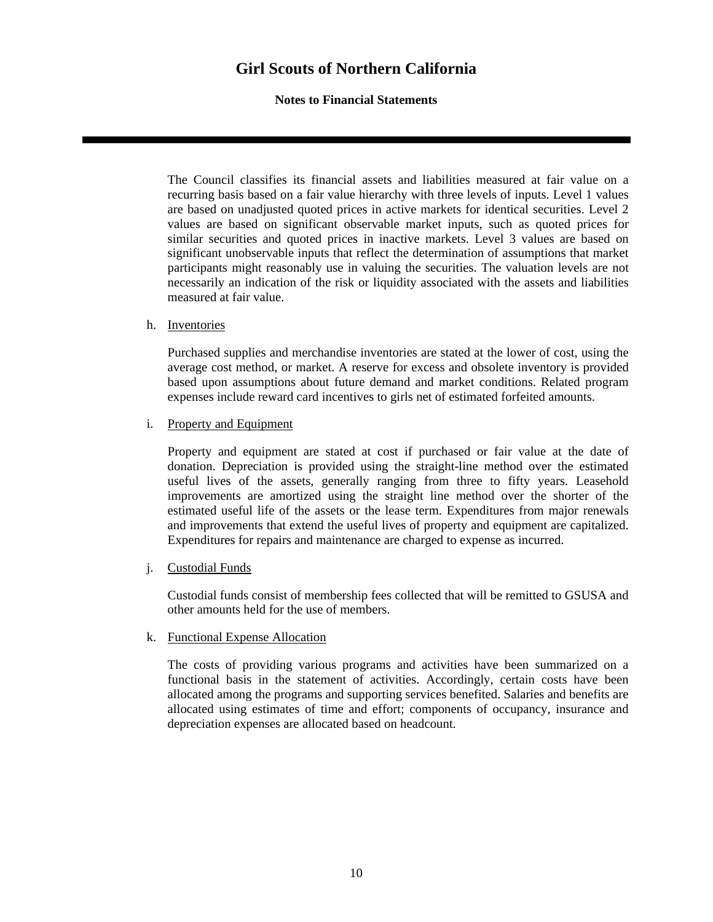The Council classifies its financial assets and liabilities measured at fair value on a recurring basis based on a fair value hierarchy with three levels of inputs. Level 1 values are based on unadjusted quoted prices in active markets for identical securities. Level 2 values are based on significant observable market inputs, such as quoted prices for similar securities and quoted prices in inactive markets. Level 3 values are based on significant unobservable inputs that reflect the determination of assumptions that market participants might reasonably use in valuing the securities. The valuation levels are not necessarily an indication of the risk or liquidity associated with the assets and liabilities measured at fair value.

h. Inventories

Purchased supplies and merchandise inventories are stated at the lower of cost, using the average cost method, or market. A reserve for excess and obsolete inventory is provided based upon assumptions about future demand and market conditions. Related program expenses include reward card incentives to girls net of estimated forfeited amounts.

i. Property and Equipment

Property and equipment are stated at cost if purchased or fair value at the date of donation. Depreciation is provided using the straight-line method over the estimated useful lives of the assets, generally ranging from three to fifty years. Leasehold improvements are amortized using the straight line method over the shorter of the estimated useful life of the assets or the lease term. Expenditures from major renewals and improvements that extend the useful lives of property and equipment are capitalized. Expenditures for repairs and maintenance are charged to expense as incurred.

j. Custodial Funds

Custodial funds consist of membership fees collected that will be remitted to GSUSA and other amounts held for the use of members.

k. Functional Expense Allocation

The costs of providing various programs and activities have been summarized on a functional basis in the statement of activities. Accordingly, certain costs have been allocated among the programs and supporting services benefited. Salaries and benefits are allocated using estimates of time and effort; components of occupancy, insurance and depreciation expenses are allocated based on headcount.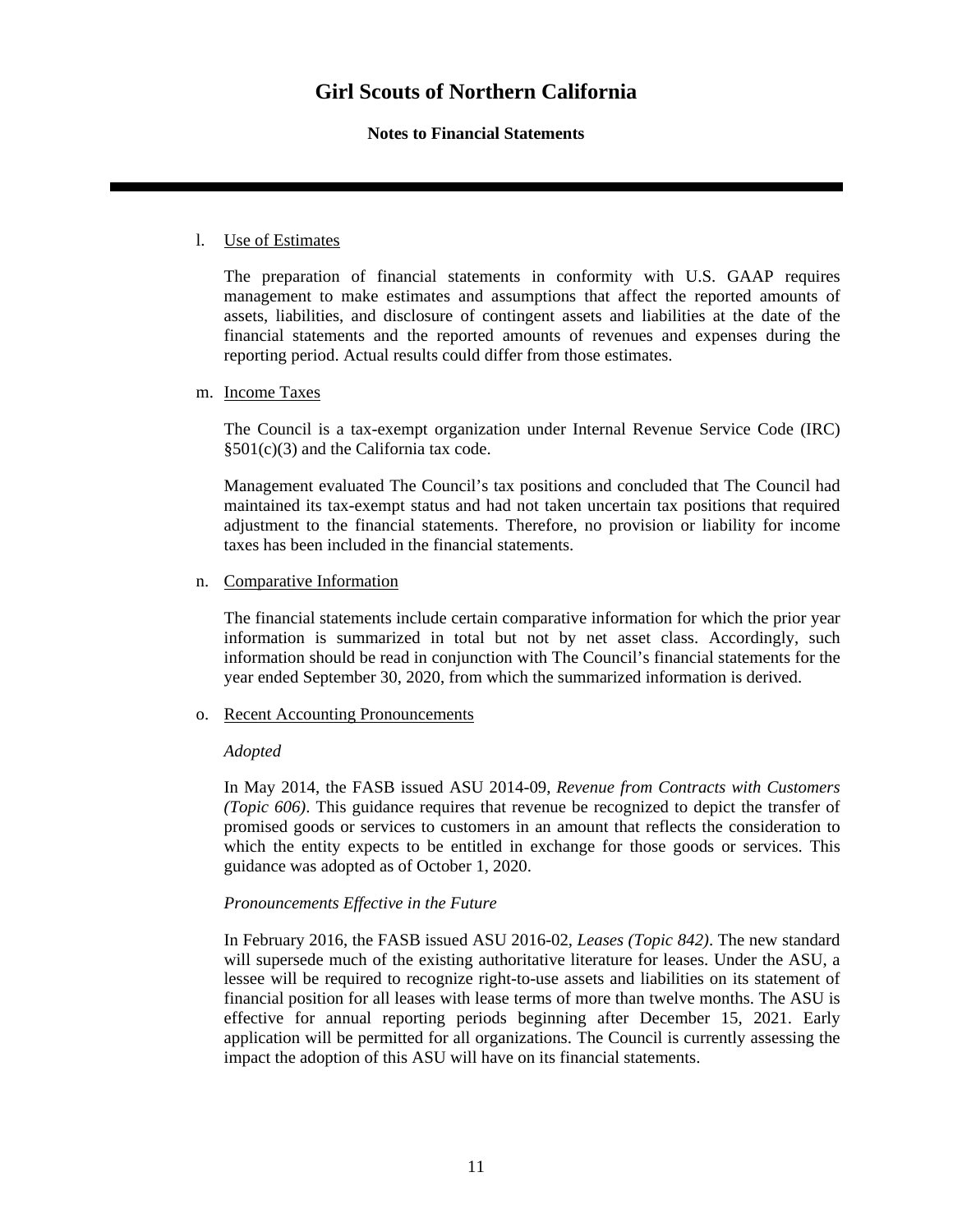# Girl Scouts of Northern California

## Notes to Financial Statements

l. Use of Estimates

The preparation of financial statements in conformity with U.S. GAAP requires management to make estimates and assumptions that affect the reported amounts of assets, liabilities, and disclosure of contingent assets and liabilities at the date of the financial statements and the reported amounts of revenues and expenses during the reporting period. Actual results could differ from those estimates.

m. Income Taxes

The Council is a tax-exempt organization under Internal Revenue Service Code (IRC) §501(c)(3) and the California tax code.

Management evaluated The Council's tax positions and concluded that The Council had maintained its tax-exempt status and had not taken uncertain tax positions that required adjustment to the financial statements. Therefore, no provision or liability for income taxes has been included in the financial statements.

n. Comparative Information

The financial statements include certain comparative information for which the prior year information is summarized in total but not by net asset class. Accordingly, such information should be read in conjunction with The Council's financial statements for the year ended September 30, 2020, from which the summarized information is derived.

o. Recent Accounting Pronouncements

*Adopted*

In May 2014, the FASB issued ASU 2014-09, *Revenue from Contracts with Customers (Topic 606)*. This guidance requires that revenue be recognized to depict the transfer of promised goods or services to customers in an amount that reflects the consideration to which the entity expects to be entitled in exchange for those goods or services. This guidance was adopted as of October 1, 2020.

*Pronouncements Effective in the Future*

In February 2016, the FASB issued ASU 2016-02, *Leases (Topic 842)*. The new standard will supersede much of the existing authoritative literature for leases. Under the ASU, a lessee will be required to recognize right-to-use assets and liabilities on its statement of financial position for all leases with lease terms of more than twelve months. The ASU is effective for annual reporting periods beginning after December 15, 2021. Early application will be permitted for all organizations. The Council is currently assessing the impact the adoption of this ASU will have on its financial statements.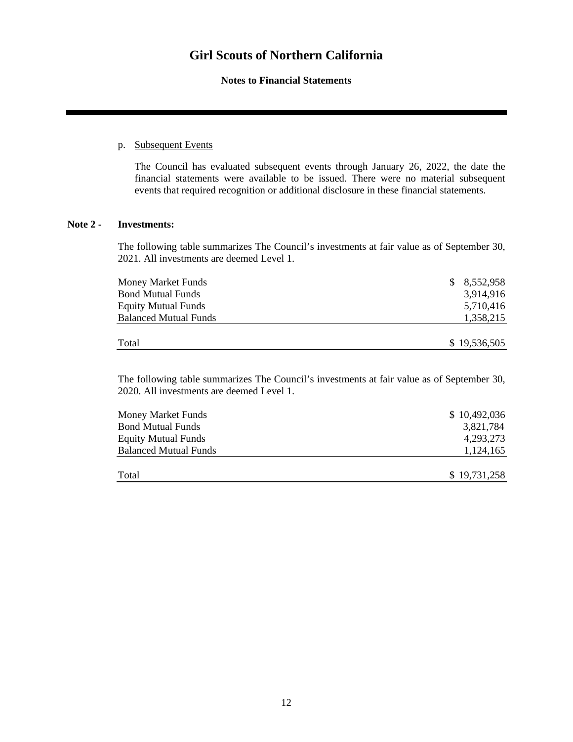p. Subsequent Events

The Council has evaluated subsequent events through January 26, 2022, the date the financial statements were available to be issued. There were no material subsequent events that required recognition or additional disclosure in these financial statements.

## Note 2 - Investments:

The following table summarizes The Council's investments at fair value as of September 30, 2021. All investments are deemed Level 1.

| | |
|---|---|
| Money Market Funds | $ 8,552,958 |
| Bond Mutual Funds | 3,914,916 |
| Equity Mutual Funds | 5,710,416 |
| Balanced Mutual Funds | 1,358,215 |
| Total | $ 19,536,505 |

The following table summarizes The Council's investments at fair value as of September 30, 2020. All investments are deemed Level 1.

| | |
|---|---|
| Money Market Funds | $ 10,492,036 |
| Bond Mutual Funds | 3,821,784 |
| Equity Mutual Funds | 4,293,273 |
| Balanced Mutual Funds | 1,124,165 |
| Total | $ 19,731,258 |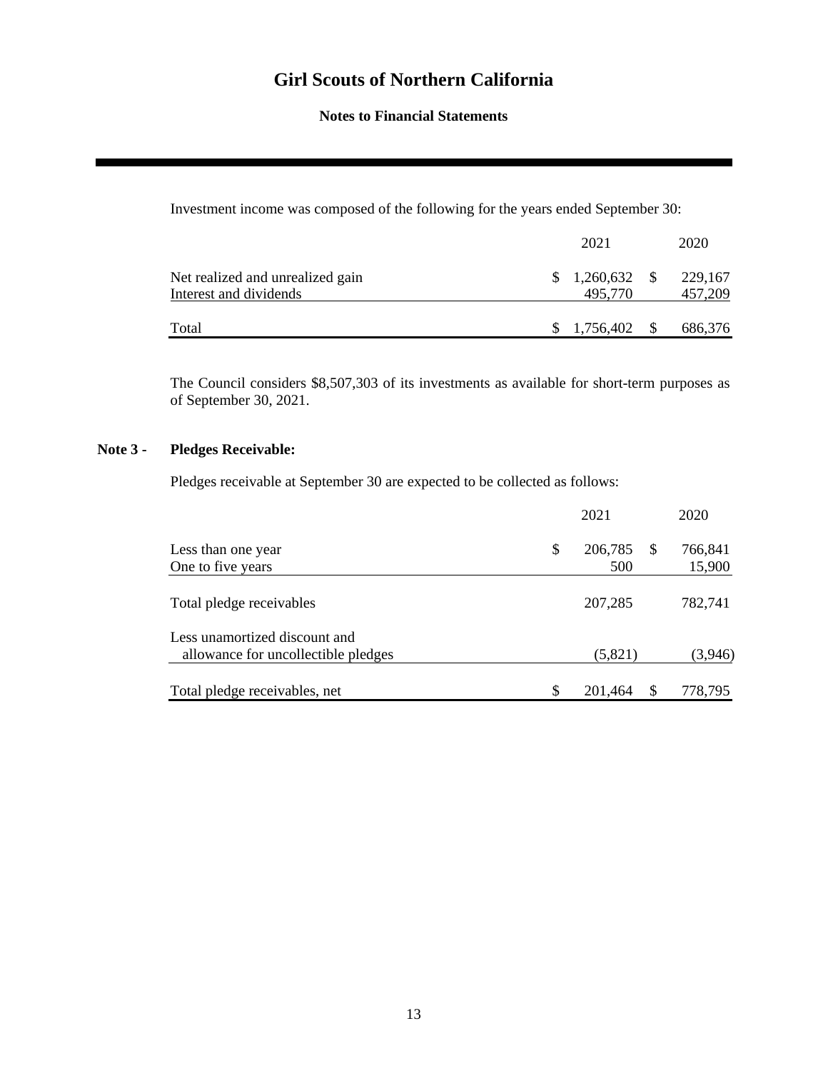Investment income was composed of the following for the years ended September 30:

| | 2021 | 2020 |
|---|---|---|
| Net realized and unrealized gain | $ 1,260,632 | $ 229,167 |
| Interest and dividends | 495,770 | 457,209 |
| Total | $ 1,756,402 | $ 686,376 |

The Council considers $8,507,303 of its investments as available for short-term purposes as of September 30, 2021.

## Note 3 - Pledges Receivable:

Pledges receivable at September 30 are expected to be collected as follows:

| | 2021 | 2020 |
|---|---|---|
| Less than one year | $ 206,785 | $ 766,841 |
| One to five years | 500 | 15,900 |
| Total pledge receivables | 207,285 | 782,741 |
| Less unamortized discount and allowance for uncollectible pledges | (5,821) | (3,946) |
| Total pledge receivables, net | $ 201,464 | $ 778,795 |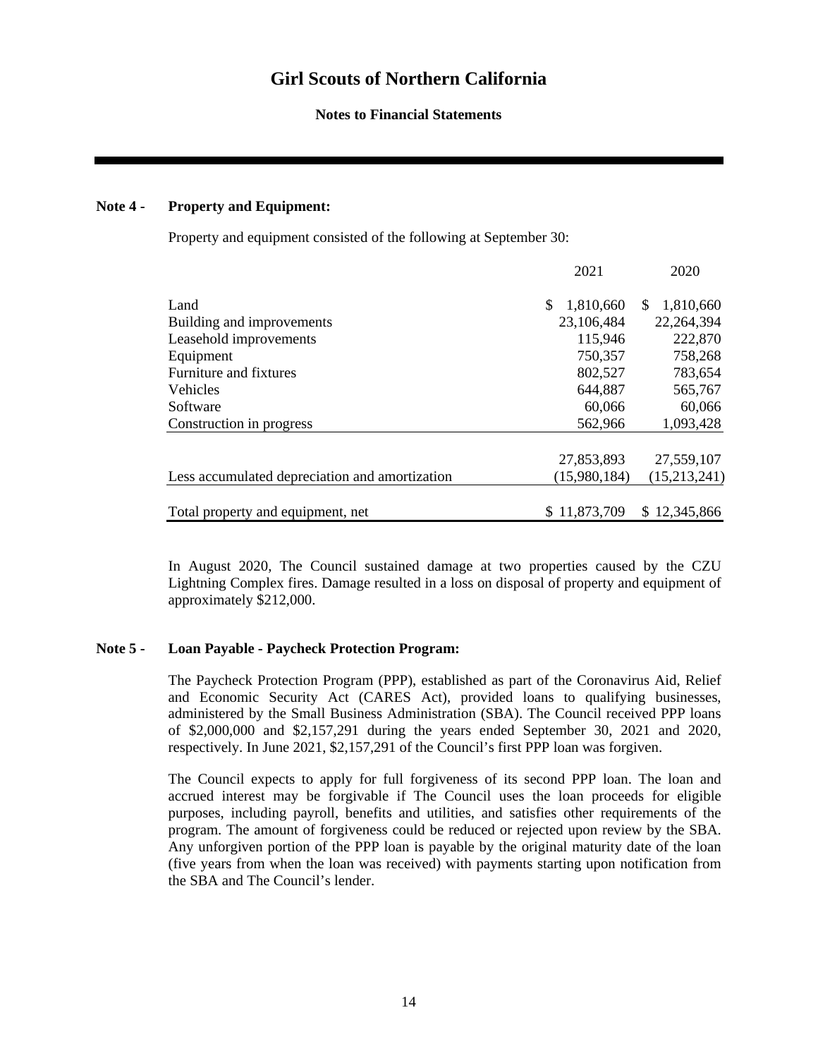# Girl Scouts of Northern California

**Notes to Financial Statements**

## Note 4 - Property and Equipment:

Property and equipment consisted of the following at September 30:

| | 2021 | 2020 |
|---|---|---|
| Land | $ 1,810,660 | $ 1,810,660 |
| Building and improvements | 23,106,484 | 22,264,394 |
| Leasehold improvements | 115,946 | 222,870 |
| Equipment | 750,357 | 758,268 |
| Furniture and fixtures | 802,527 | 783,654 |
| Vehicles | 644,887 | 565,767 |
| Software | 60,066 | 60,066 |
| Construction in progress | 562,966 | 1,093,428 |
| | 27,853,893 | 27,559,107 |
| Less accumulated depreciation and amortization | (15,980,184) | (15,213,241) |
| Total property and equipment, net | $ 11,873,709 | $ 12,345,866 |

In August 2020, The Council sustained damage at two properties caused by the CZU Lightning Complex fires. Damage resulted in a loss on disposal of property and equipment of approximately $212,000.

## Note 5 - Loan Payable - Paycheck Protection Program:

The Paycheck Protection Program (PPP), established as part of the Coronavirus Aid, Relief and Economic Security Act (CARES Act), provided loans to qualifying businesses, administered by the Small Business Administration (SBA). The Council received PPP loans of $2,000,000 and $2,157,291 during the years ended September 30, 2021 and 2020, respectively. In June 2021, $2,157,291 of the Council's first PPP loan was forgiven.

The Council expects to apply for full forgiveness of its second PPP loan. The loan and accrued interest may be forgivable if The Council uses the loan proceeds for eligible purposes, including payroll, benefits and utilities, and satisfies other requirements of the program. The amount of forgiveness could be reduced or rejected upon review by the SBA. Any unforgiven portion of the PPP loan is payable by the original maturity date of the loan (five years from when the loan was received) with payments starting upon notification from the SBA and The Council's lender.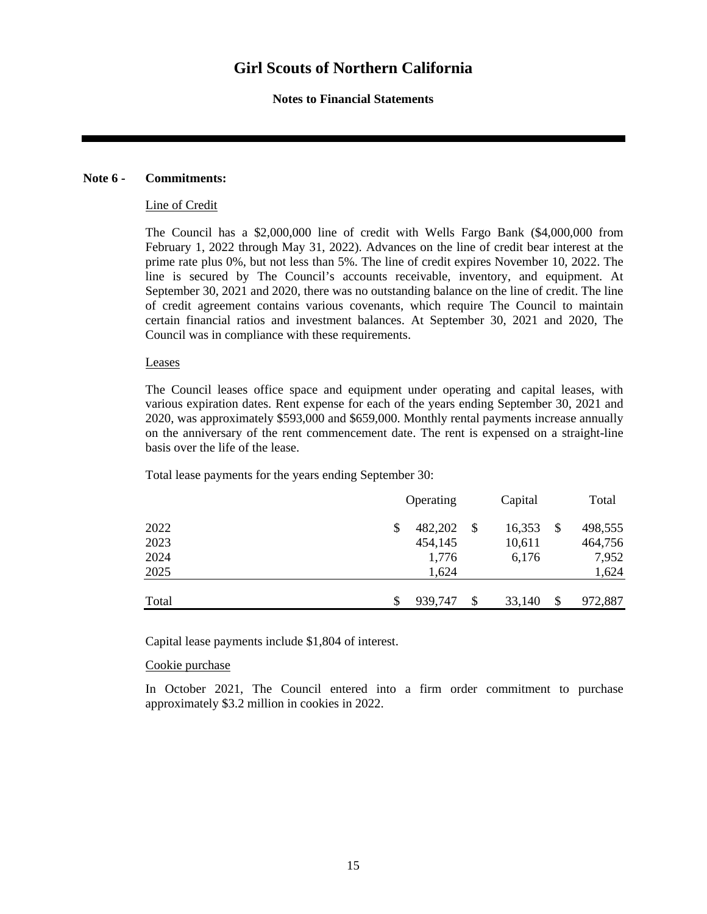# Girl Scouts of Northern California

**Notes to Financial Statements**

**Note 6 - Commitments:**

Line of Credit

The Council has a $2,000,000 line of credit with Wells Fargo Bank ($4,000,000 from February 1, 2022 through May 31, 2022). Advances on the line of credit bear interest at the prime rate plus 0%, but not less than 5%. The line of credit expires November 10, 2022. The line is secured by The Council's accounts receivable, inventory, and equipment. At September 30, 2021 and 2020, there was no outstanding balance on the line of credit. The line of credit agreement contains various covenants, which require The Council to maintain certain financial ratios and investment balances. At September 30, 2021 and 2020, The Council was in compliance with these requirements.

Leases

The Council leases office space and equipment under operating and capital leases, with various expiration dates. Rent expense for each of the years ending September 30, 2021 and 2020, was approximately $593,000 and $659,000. Monthly rental payments increase annually on the anniversary of the rent commencement date. The rent is expensed on a straight-line basis over the life of the lease.

Total lease payments for the years ending September 30:

| | Operating | Capital | Total |
|---|---|---|---|
| 2022 | $ 482,202 | $ 16,353 | $ 498,555 |
| 2023 | 454,145 | 10,611 | 464,756 |
| 2024 | 1,776 | 6,176 | 7,952 |
| 2025 | 1,624 | | 1,624 |
| Total | $ 939,747 | $ 33,140 | $ 972,887 |

Capital lease payments include $1,804 of interest.

Cookie purchase

In October 2021, The Council entered into a firm order commitment to purchase approximately $3.2 million in cookies in 2022.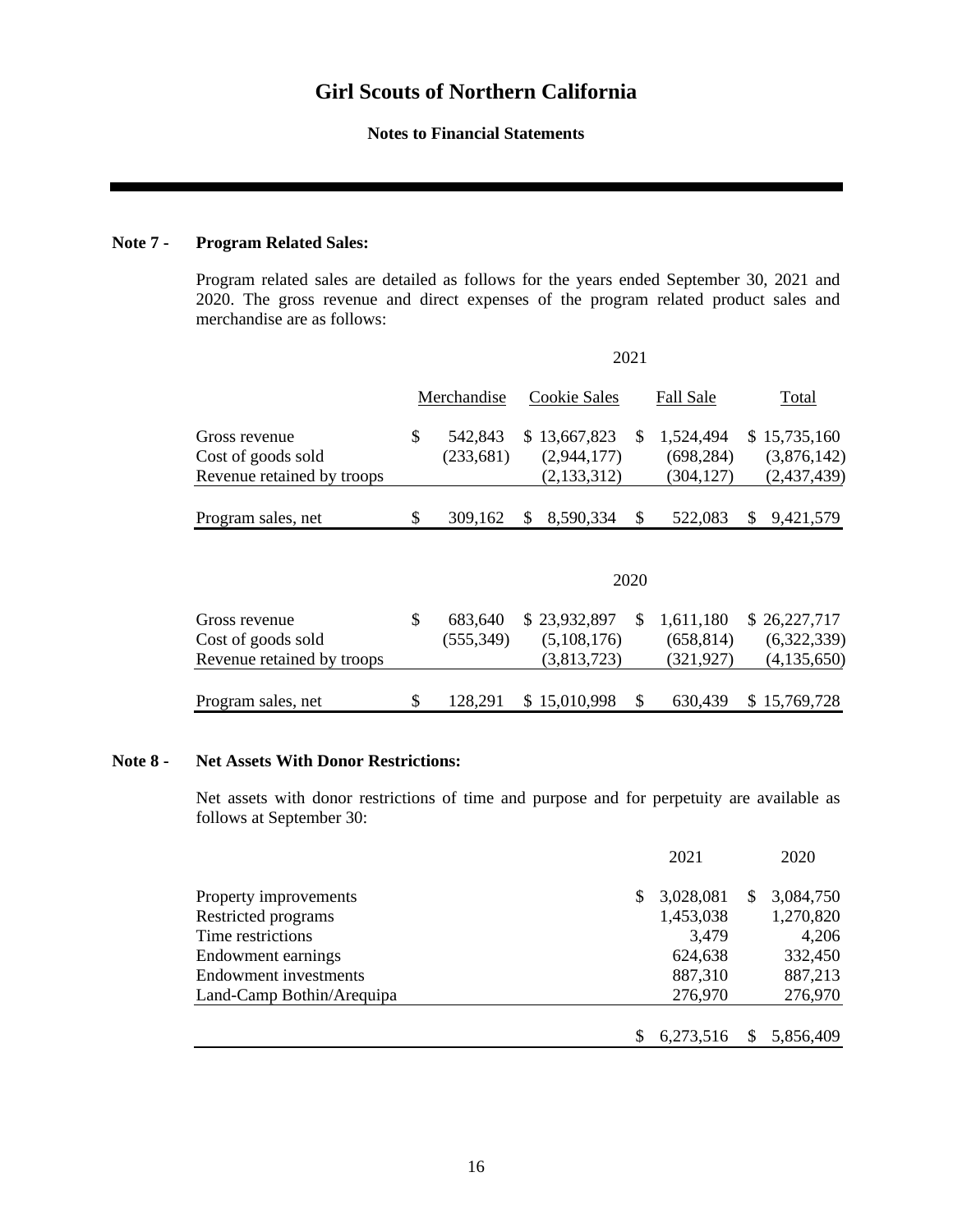# Girl Scouts of Northern California

**Notes to Financial Statements**

**Note 7 - Program Related Sales:**

Program related sales are detailed as follows for the years ended September 30, 2021 and 2020. The gross revenue and direct expenses of the program related product sales and merchandise are as follows:

| | 2021 | | | |
|---|---|---|---|---|
| | Merchandise | Cookie Sales | Fall Sale | Total |
| Gross revenue | $ 542,843 | $ 13,667,823 | $ 1,524,494 | $ 15,735,160 |
| Cost of goods sold | (233,681) | (2,944,177) | (698,284) | (3,876,142) |
| Revenue retained by troops | | (2,133,312) | (304,127) | (2,437,439) |
| Program sales, net | $ 309,162 | $ 8,590,334 | $ 522,083 | $ 9,421,579 |

| | 2020 | | | |
|---|---|---|---|---|
| Gross revenue | $ 683,640 | $ 23,932,897 | $ 1,611,180 | $ 26,227,717 |
| Cost of goods sold | (555,349) | (5,108,176) | (658,814) | (6,322,339) |
| Revenue retained by troops | | (3,813,723) | (321,927) | (4,135,650) |
| Program sales, net | $ 128,291 | $ 15,010,998 | $ 630,439 | $ 15,769,728 |

**Note 8 - Net Assets With Donor Restrictions:**

Net assets with donor restrictions of time and purpose and for perpetuity are available as follows at September 30:

| | 2021 | 2020 |
|---|---|---|
| Property improvements | $ 3,028,081 | $ 3,084,750 |
| Restricted programs | 1,453,038 | 1,270,820 |
| Time restrictions | 3,479 | 4,206 |
| Endowment earnings | 624,638 | 332,450 |
| Endowment investments | 887,310 | 887,213 |
| Land-Camp Bothin/Arequipa | 276,970 | 276,970 |
| | $ 6,273,516 | $ 5,856,409 |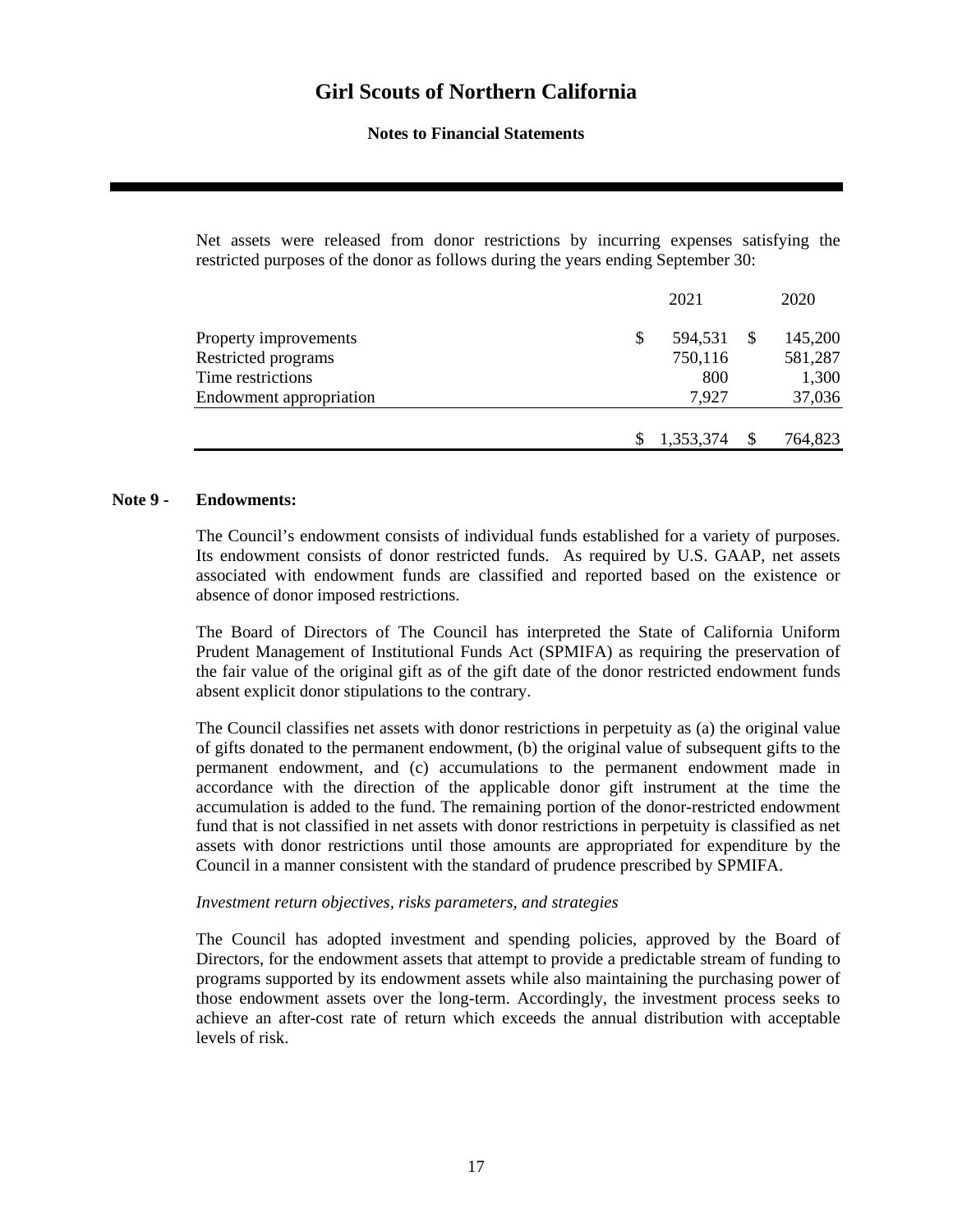Net assets were released from donor restrictions by incurring expenses satisfying the restricted purposes of the donor as follows during the years ending September 30:

| | 2021 | 2020 |
|---|---|---|
| Property improvements | $ 594,531 | $ 145,200 |
| Restricted programs | 750,116 | 581,287 |
| Time restrictions | 800 | 1,300 |
| Endowment appropriation | 7,927 | 37,036 |
| | $ 1,353,374 | $ 764,823 |

## Note 9 - Endowments:

The Council's endowment consists of individual funds established for a variety of purposes. Its endowment consists of donor restricted funds. As required by U.S. GAAP, net assets associated with endowment funds are classified and reported based on the existence or absence of donor imposed restrictions.

The Board of Directors of The Council has interpreted the State of California Uniform Prudent Management of Institutional Funds Act (SPMIFA) as requiring the preservation of the fair value of the original gift as of the gift date of the donor restricted endowment funds absent explicit donor stipulations to the contrary.

The Council classifies net assets with donor restrictions in perpetuity as (a) the original value of gifts donated to the permanent endowment, (b) the original value of subsequent gifts to the permanent endowment, and (c) accumulations to the permanent endowment made in accordance with the direction of the applicable donor gift instrument at the time the accumulation is added to the fund. The remaining portion of the donor-restricted endowment fund that is not classified in net assets with donor restrictions in perpetuity is classified as net assets with donor restrictions until those amounts are appropriated for expenditure by the Council in a manner consistent with the standard of prudence prescribed by SPMIFA.

*Investment return objectives, risks parameters, and strategies*

The Council has adopted investment and spending policies, approved by the Board of Directors, for the endowment assets that attempt to provide a predictable stream of funding to programs supported by its endowment assets while also maintaining the purchasing power of those endowment assets over the long-term. Accordingly, the investment process seeks to achieve an after-cost rate of return which exceeds the annual distribution with acceptable levels of risk.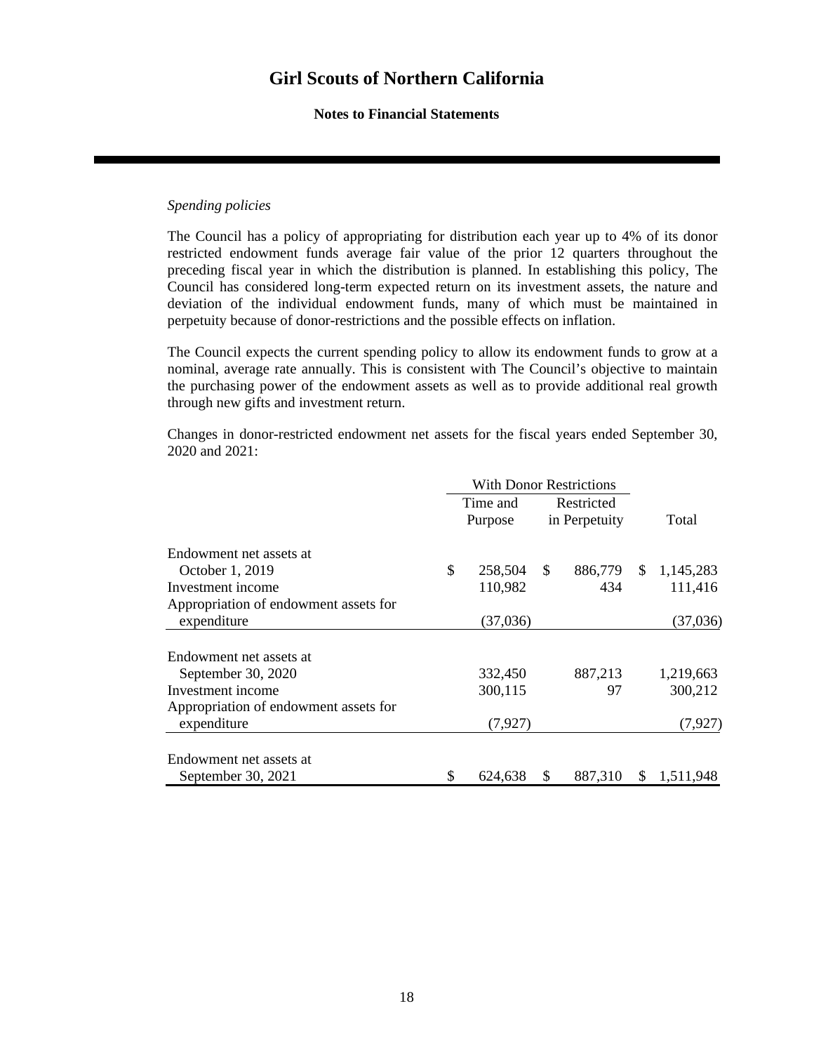*Spending policies*

The Council has a policy of appropriating for distribution each year up to 4% of its donor restricted endowment funds average fair value of the prior 12 quarters throughout the preceding fiscal year in which the distribution is planned. In establishing this policy, The Council has considered long-term expected return on its investment assets, the nature and deviation of the individual endowment funds, many of which must be maintained in perpetuity because of donor-restrictions and the possible effects on inflation.

The Council expects the current spending policy to allow its endowment funds to grow at a nominal, average rate annually. This is consistent with The Council's objective to maintain the purchasing power of the endowment assets as well as to provide additional real growth through new gifts and investment return.

Changes in donor-restricted endowment net assets for the fiscal years ended September 30, 2020 and 2021:

| | With Donor Restrictions | | |
|---|---|---|---|
| | Time and Purpose | Restricted in Perpetuity | Total |
| Endowment net assets at October 1, 2019 | $ 258,504 | $ 886,779 | $ 1,145,283 |
| Investment income | 110,982 | 434 | 111,416 |
| Appropriation of endowment assets for expenditure | (37,036) | | (37,036) |
| Endowment net assets at September 30, 2020 | 332,450 | 887,213 | 1,219,663 |
| Investment income | 300,115 | 97 | 300,212 |
| Appropriation of endowment assets for expenditure | (7,927) | | (7,927) |
| Endowment net assets at September 30, 2021 | $ 624,638 | $ 887,310 | $ 1,511,948 |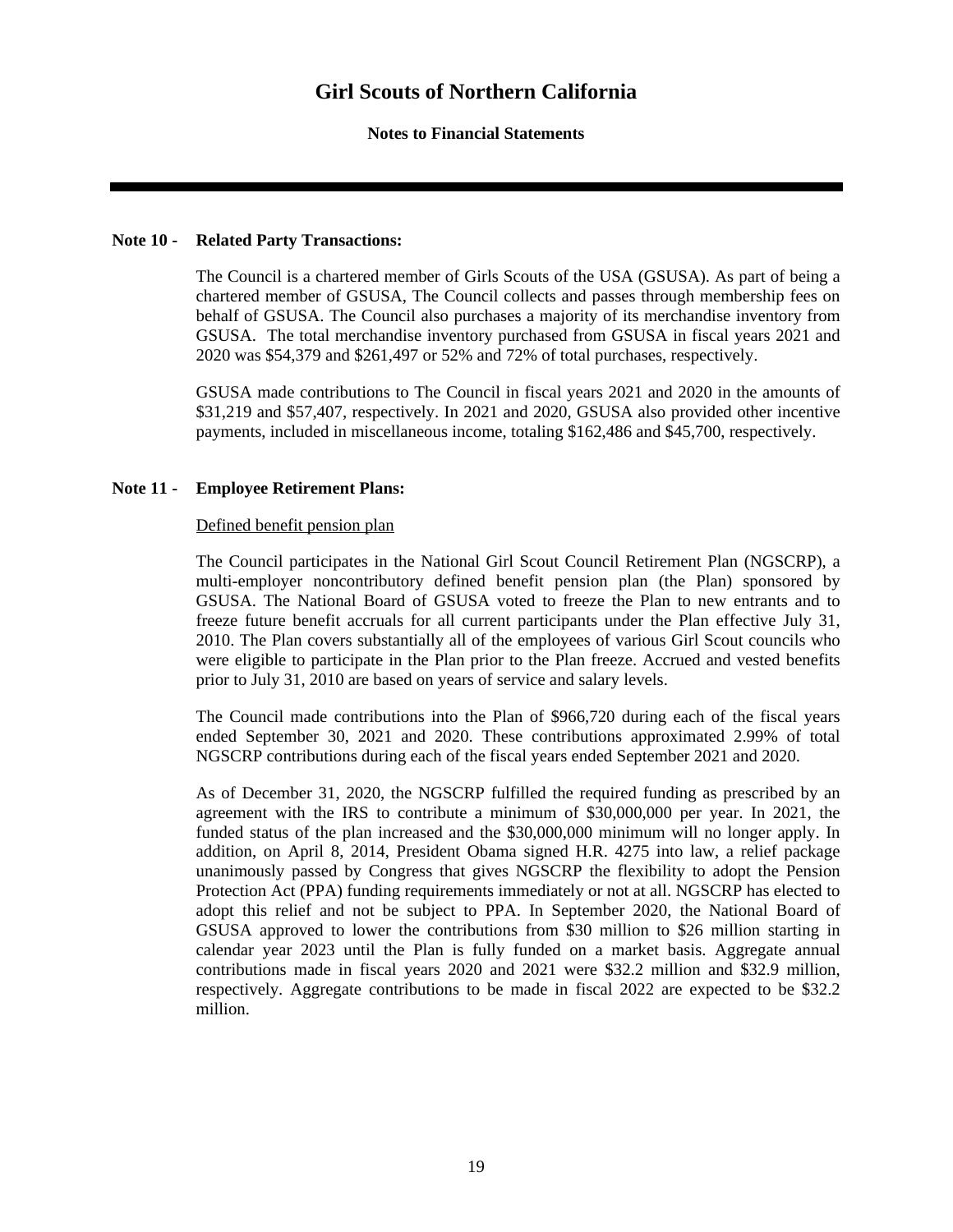# Girl Scouts of Northern California

**Notes to Financial Statements**

---

**Note 10 - Related Party Transactions:**

The Council is a chartered member of Girls Scouts of the USA (GSUSA). As part of being a chartered member of GSUSA, The Council collects and passes through membership fees on behalf of GSUSA. The Council also purchases a majority of its merchandise inventory from GSUSA. The total merchandise inventory purchased from GSUSA in fiscal years 2021 and 2020 was $54,379 and $261,497 or 52% and 72% of total purchases, respectively.

GSUSA made contributions to The Council in fiscal years 2021 and 2020 in the amounts of $31,219 and $57,407, respectively. In 2021 and 2020, GSUSA also provided other incentive payments, included in miscellaneous income, totaling $162,486 and $45,700, respectively.

**Note 11 - Employee Retirement Plans:**

Defined benefit pension plan

The Council participates in the National Girl Scout Council Retirement Plan (NGSCRP), a multi-employer noncontributory defined benefit pension plan (the Plan) sponsored by GSUSA. The National Board of GSUSA voted to freeze the Plan to new entrants and to freeze future benefit accruals for all current participants under the Plan effective July 31, 2010. The Plan covers substantially all of the employees of various Girl Scout councils who were eligible to participate in the Plan prior to the Plan freeze. Accrued and vested benefits prior to July 31, 2010 are based on years of service and salary levels.

The Council made contributions into the Plan of $966,720 during each of the fiscal years ended September 30, 2021 and 2020. These contributions approximated 2.99% of total NGSCRP contributions during each of the fiscal years ended September 2021 and 2020.

As of December 31, 2020, the NGSCRP fulfilled the required funding as prescribed by an agreement with the IRS to contribute a minimum of $30,000,000 per year. In 2021, the funded status of the plan increased and the $30,000,000 minimum will no longer apply. In addition, on April 8, 2014, President Obama signed H.R. 4275 into law, a relief package unanimously passed by Congress that gives NGSCRP the flexibility to adopt the Pension Protection Act (PPA) funding requirements immediately or not at all. NGSCRP has elected to adopt this relief and not be subject to PPA. In September 2020, the National Board of GSUSA approved to lower the contributions from $30 million to $26 million starting in calendar year 2023 until the Plan is fully funded on a market basis. Aggregate annual contributions made in fiscal years 2020 and 2021 were $32.2 million and $32.9 million, respectively. Aggregate contributions to be made in fiscal 2022 are expected to be $32.2 million.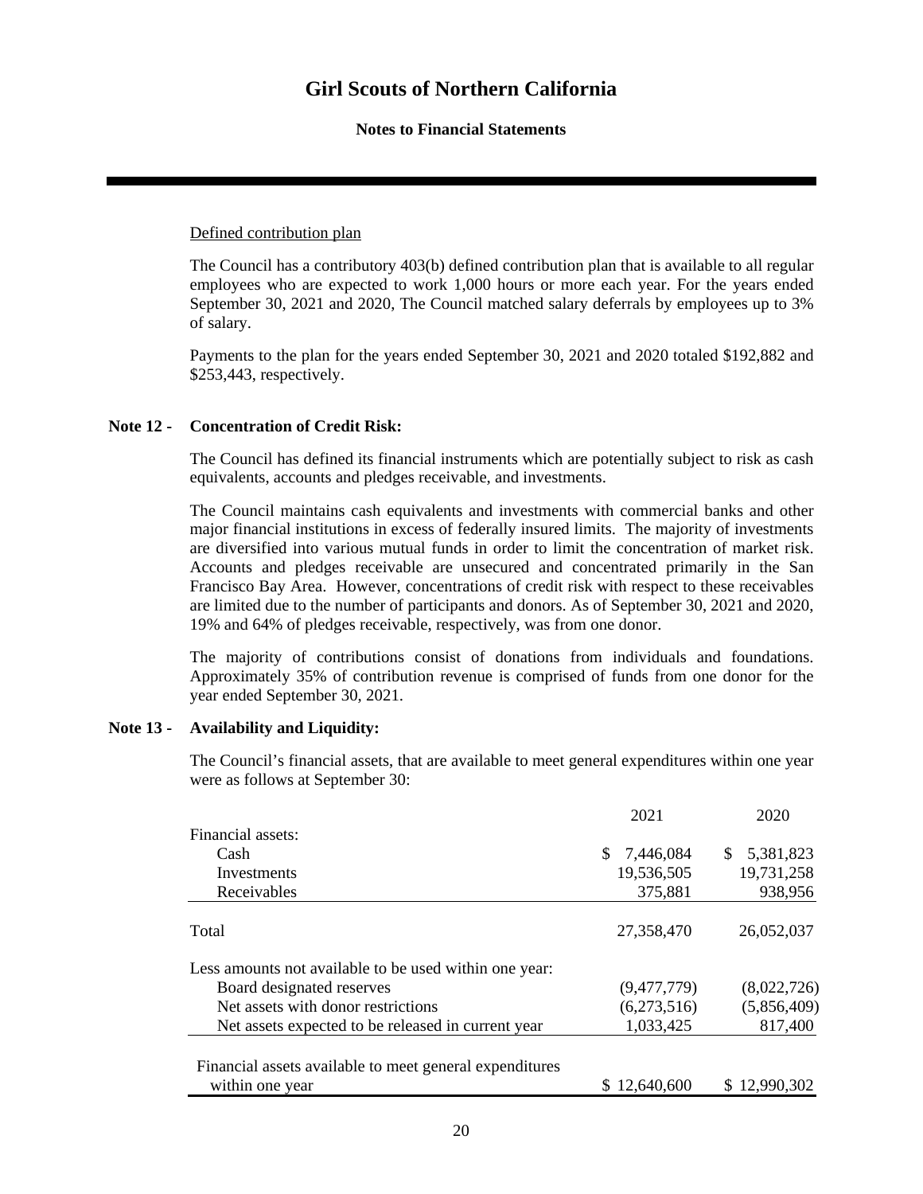Defined contribution plan

The Council has a contributory 403(b) defined contribution plan that is available to all regular employees who are expected to work 1,000 hours or more each year. For the years ended September 30, 2021 and 2020, The Council matched salary deferrals by employees up to 3% of salary.

Payments to the plan for the years ended September 30, 2021 and 2020 totaled $192,882 and $253,443, respectively.

## Note 12 - Concentration of Credit Risk:

The Council has defined its financial instruments which are potentially subject to risk as cash equivalents, accounts and pledges receivable, and investments.

The Council maintains cash equivalents and investments with commercial banks and other major financial institutions in excess of federally insured limits. The majority of investments are diversified into various mutual funds in order to limit the concentration of market risk. Accounts and pledges receivable are unsecured and concentrated primarily in the San Francisco Bay Area. However, concentrations of credit risk with respect to these receivables are limited due to the number of participants and donors. As of September 30, 2021 and 2020, 19% and 64% of pledges receivable, respectively, was from one donor.

The majority of contributions consist of donations from individuals and foundations. Approximately 35% of contribution revenue is comprised of funds from one donor for the year ended September 30, 2021.

## Note 13 - Availability and Liquidity:

The Council's financial assets, that are available to meet general expenditures within one year were as follows at September 30:

| | 2021 | 2020 |
|---|---|---|
| Financial assets: | | |
| Cash | $ 7,446,084 | $ 5,381,823 |
| Investments | 19,536,505 | 19,731,258 |
| Receivables | 375,881 | 938,956 |
| Total | 27,358,470 | 26,052,037 |
| Less amounts not available to be used within one year: | | |
| Board designated reserves | (9,477,779) | (8,022,726) |
| Net assets with donor restrictions | (6,273,516) | (5,856,409) |
| Net assets expected to be released in current year | 1,033,425 | 817,400 |
| Financial assets available to meet general expenditures within one year | $ 12,640,600 | $ 12,990,302 |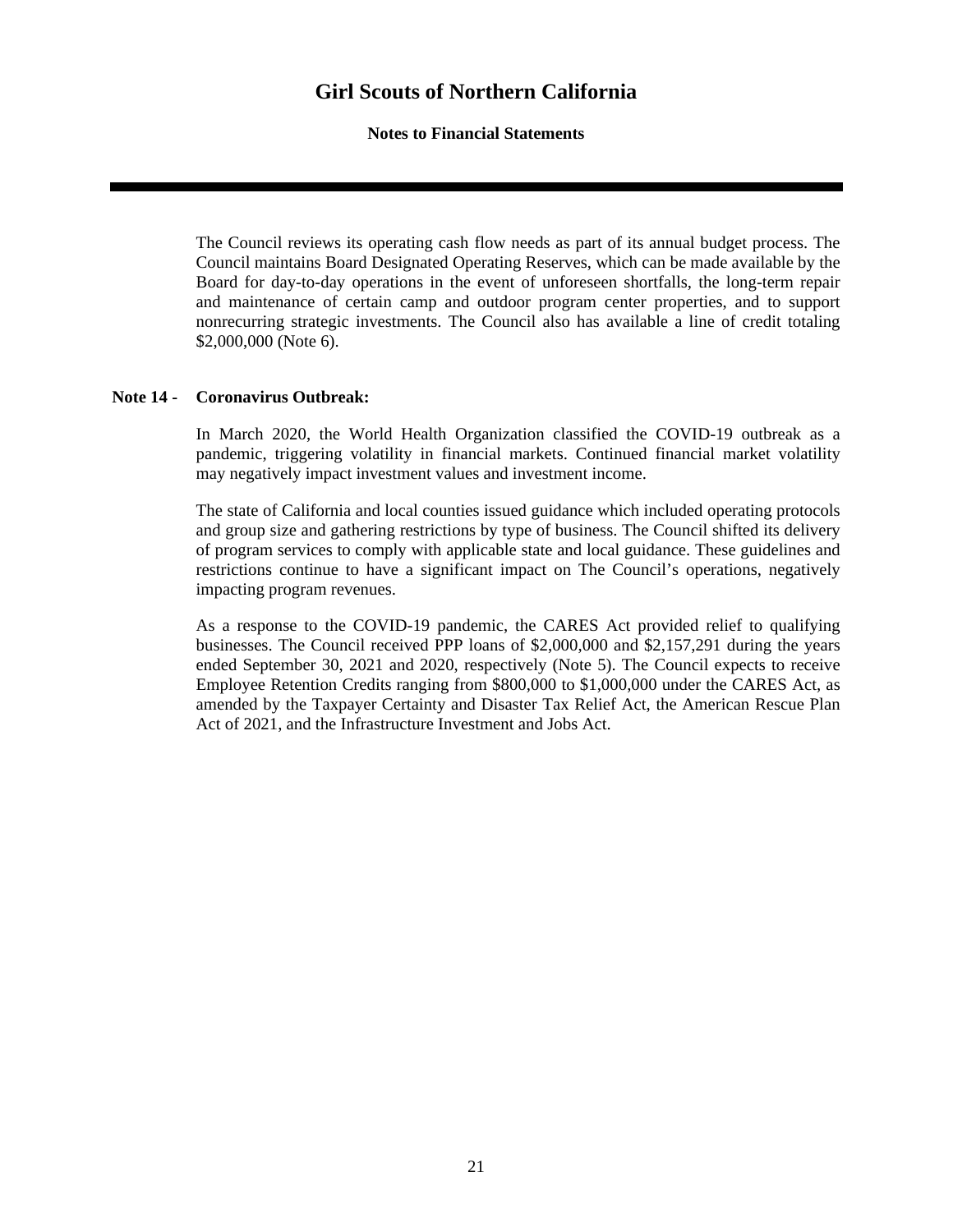The Council reviews its operating cash flow needs as part of its annual budget process. The Council maintains Board Designated Operating Reserves, which can be made available by the Board for day-to-day operations in the event of unforeseen shortfalls, the long-term repair and maintenance of certain camp and outdoor program center properties, and to support nonrecurring strategic investments. The Council also has available a line of credit totaling $2,000,000 (Note 6).

**Note 14 - Coronavirus Outbreak:**

In March 2020, the World Health Organization classified the COVID-19 outbreak as a pandemic, triggering volatility in financial markets. Continued financial market volatility may negatively impact investment values and investment income.

The state of California and local counties issued guidance which included operating protocols and group size and gathering restrictions by type of business. The Council shifted its delivery of program services to comply with applicable state and local guidance. These guidelines and restrictions continue to have a significant impact on The Council's operations, negatively impacting program revenues.

As a response to the COVID-19 pandemic, the CARES Act provided relief to qualifying businesses. The Council received PPP loans of $2,000,000 and $2,157,291 during the years ended September 30, 2021 and 2020, respectively (Note 5). The Council expects to receive Employee Retention Credits ranging from $800,000 to $1,000,000 under the CARES Act, as amended by the Taxpayer Certainty and Disaster Tax Relief Act, the American Rescue Plan Act of 2021, and the Infrastructure Investment and Jobs Act.